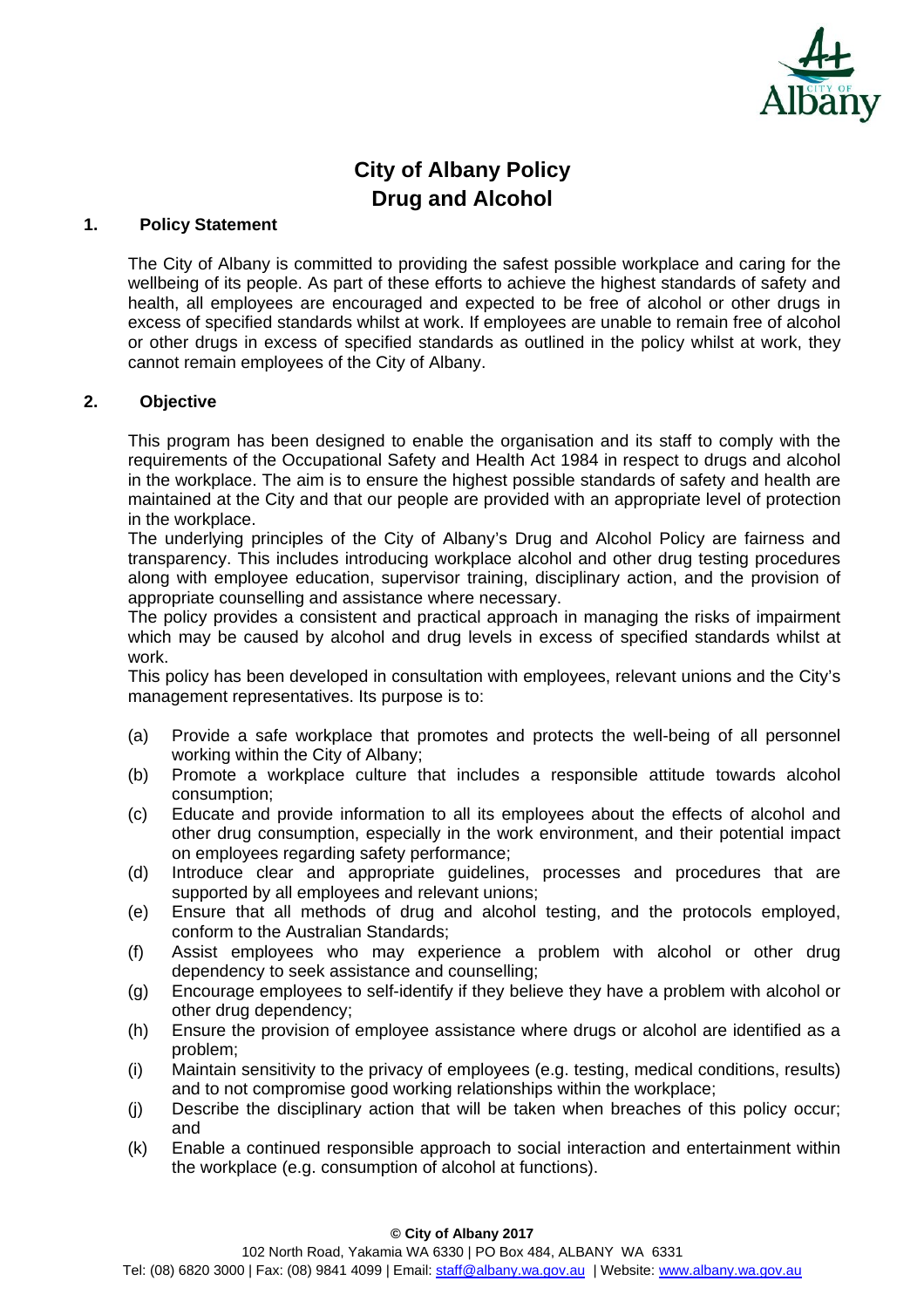# City of Albany Policy
# Drug and Alcohol

## 1. Policy Statement

The City of Albany is committed to providing the safest possible workplace and caring for the wellbeing of its people. As part of these efforts to achieve the highest standards of safety and health, all employees are encouraged and expected to be free of alcohol or other drugs in excess of specified standards whilst at work. If employees are unable to remain free of alcohol or other drugs in excess of specified standards as outlined in the policy whilst at work, they cannot remain employees of the City of Albany.

## 2. Objective

This program has been designed to enable the organisation and its staff to comply with the requirements of the Occupational Safety and Health Act 1984 in respect to drugs and alcohol in the workplace. The aim is to ensure the highest possible standards of safety and health are maintained at the City and that our people are provided with an appropriate level of protection in the workplace.

The underlying principles of the City of Albany's Drug and Alcohol Policy are fairness and transparency. This includes introducing workplace alcohol and other drug testing procedures along with employee education, supervisor training, disciplinary action, and the provision of appropriate counselling and assistance where necessary.

The policy provides a consistent and practical approach in managing the risks of impairment which may be caused by alcohol and drug levels in excess of specified standards whilst at work.

This policy has been developed in consultation with employees, relevant unions and the City's management representatives. Its purpose is to:

(a) Provide a safe workplace that promotes and protects the well-being of all personnel working within the City of Albany;

(b) Promote a workplace culture that includes a responsible attitude towards alcohol consumption;

(c) Educate and provide information to all its employees about the effects of alcohol and other drug consumption, especially in the work environment, and their potential impact on employees regarding safety performance;

(d) Introduce clear and appropriate guidelines, processes and procedures that are supported by all employees and relevant unions;

(e) Ensure that all methods of drug and alcohol testing, and the protocols employed, conform to the Australian Standards;

(f) Assist employees who may experience a problem with alcohol or other drug dependency to seek assistance and counselling;

(g) Encourage employees to self-identify if they believe they have a problem with alcohol or other drug dependency;

(h) Ensure the provision of employee assistance where drugs or alcohol are identified as a problem;

(i) Maintain sensitivity to the privacy of employees (e.g. testing, medical conditions, results) and to not compromise good working relationships within the workplace;

(j) Describe the disciplinary action that will be taken when breaches of this policy occur; and

(k) Enable a continued responsible approach to social interaction and entertainment within the workplace (e.g. consumption of alcohol at functions).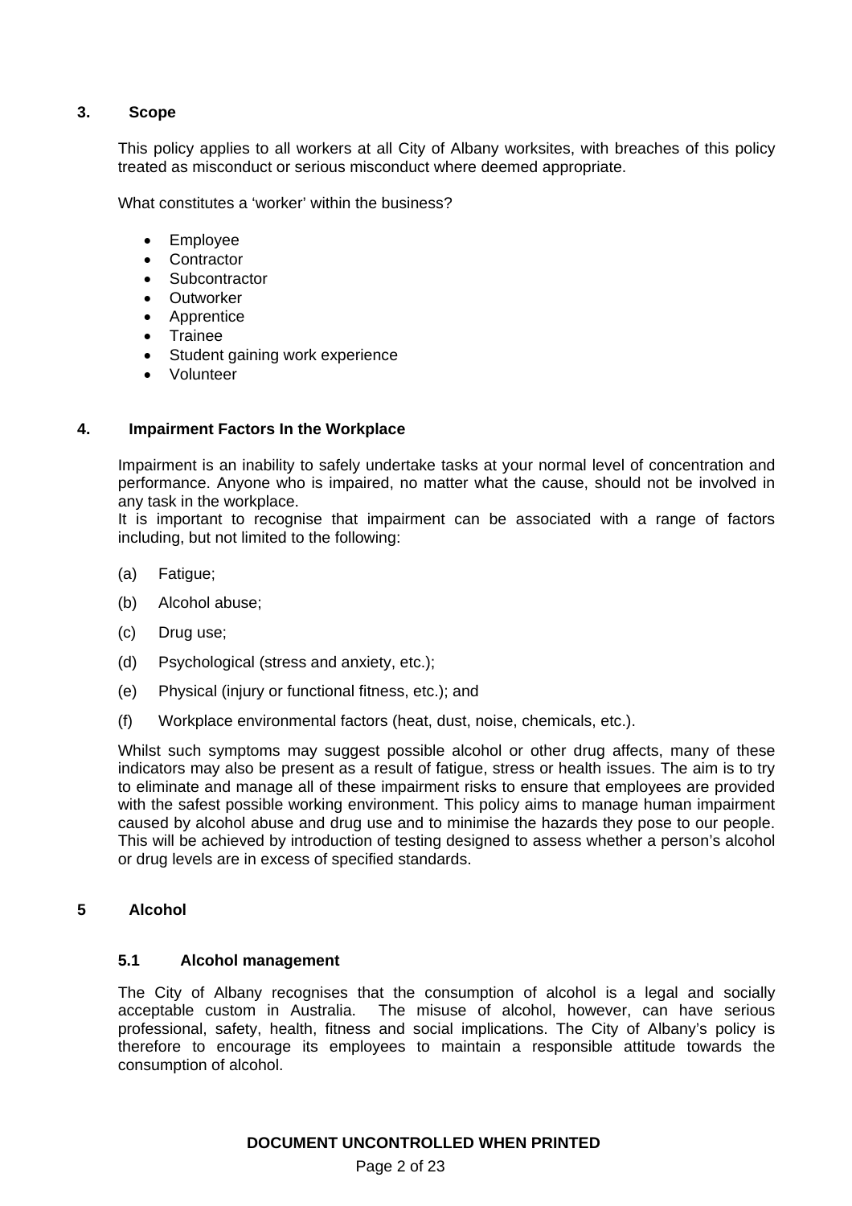## 3. Scope

This policy applies to all workers at all City of Albany worksites, with breaches of this policy treated as misconduct or serious misconduct where deemed appropriate.

What constitutes a 'worker' within the business?

- Employee
- Contractor
- Subcontractor
- Outworker
- Apprentice
- Trainee
- Student gaining work experience
- Volunteer

## 4. Impairment Factors In the Workplace

Impairment is an inability to safely undertake tasks at your normal level of concentration and performance. Anyone who is impaired, no matter what the cause, should not be involved in any task in the workplace.
It is important to recognise that impairment can be associated with a range of factors including, but not limited to the following:

(a) Fatigue;

(b) Alcohol abuse;

(c) Drug use;

(d) Psychological (stress and anxiety, etc.);

(e) Physical (injury or functional fitness, etc.); and

(f) Workplace environmental factors (heat, dust, noise, chemicals, etc.).

Whilst such symptoms may suggest possible alcohol or other drug affects, many of these indicators may also be present as a result of fatigue, stress or health issues. The aim is to try to eliminate and manage all of these impairment risks to ensure that employees are provided with the safest possible working environment. This policy aims to manage human impairment caused by alcohol abuse and drug use and to minimise the hazards they pose to our people. This will be achieved by introduction of testing designed to assess whether a person's alcohol or drug levels are in excess of specified standards.

## 5 Alcohol

### 5.1 Alcohol management

The City of Albany recognises that the consumption of alcohol is a legal and socially acceptable custom in Australia. The misuse of alcohol, however, can have serious professional, safety, health, fitness and social implications. The City of Albany's policy is therefore to encourage its employees to maintain a responsible attitude towards the consumption of alcohol.

**DOCUMENT UNCONTROLLED WHEN PRINTED**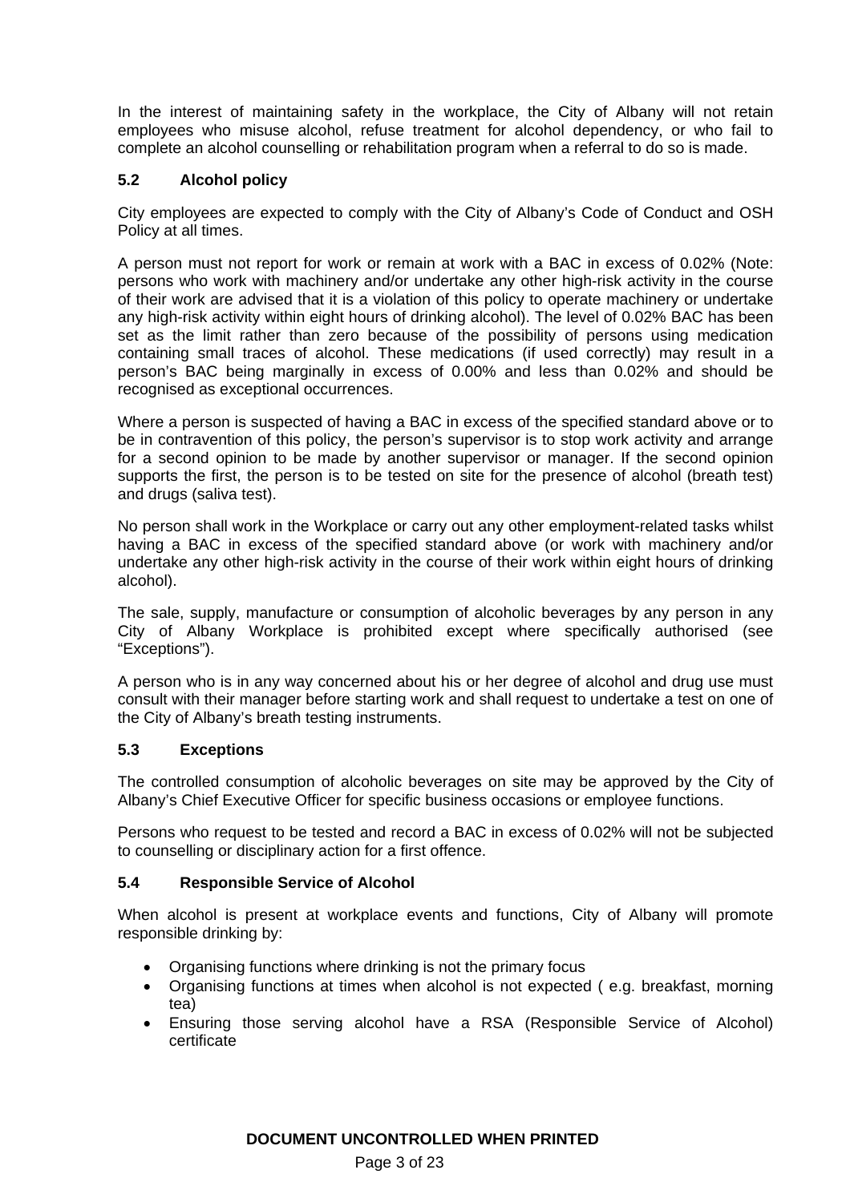In the interest of maintaining safety in the workplace, the City of Albany will not retain employees who misuse alcohol, refuse treatment for alcohol dependency, or who fail to complete an alcohol counselling or rehabilitation program when a referral to do so is made.

### 5.2 Alcohol policy

City employees are expected to comply with the City of Albany's Code of Conduct and OSH Policy at all times.

A person must not report for work or remain at work with a BAC in excess of 0.02% (Note: persons who work with machinery and/or undertake any other high-risk activity in the course of their work are advised that it is a violation of this policy to operate machinery or undertake any high-risk activity within eight hours of drinking alcohol). The level of 0.02% BAC has been set as the limit rather than zero because of the possibility of persons using medication containing small traces of alcohol. These medications (if used correctly) may result in a person's BAC being marginally in excess of 0.00% and less than 0.02% and should be recognised as exceptional occurrences.

Where a person is suspected of having a BAC in excess of the specified standard above or to be in contravention of this policy, the person's supervisor is to stop work activity and arrange for a second opinion to be made by another supervisor or manager. If the second opinion supports the first, the person is to be tested on site for the presence of alcohol (breath test) and drugs (saliva test).

No person shall work in the Workplace or carry out any other employment-related tasks whilst having a BAC in excess of the specified standard above (or work with machinery and/or undertake any other high-risk activity in the course of their work within eight hours of drinking alcohol).

The sale, supply, manufacture or consumption of alcoholic beverages by any person in any City of Albany Workplace is prohibited except where specifically authorised (see "Exceptions").

A person who is in any way concerned about his or her degree of alcohol and drug use must consult with their manager before starting work and shall request to undertake a test on one of the City of Albany's breath testing instruments.

### 5.3 Exceptions

The controlled consumption of alcoholic beverages on site may be approved by the City of Albany's Chief Executive Officer for specific business occasions or employee functions.

Persons who request to be tested and record a BAC in excess of 0.02% will not be subjected to counselling or disciplinary action for a first offence.

### 5.4 Responsible Service of Alcohol

When alcohol is present at workplace events and functions, City of Albany will promote responsible drinking by:

- Organising functions where drinking is not the primary focus
- Organising functions at times when alcohol is not expected ( e.g. breakfast, morning tea)
- Ensuring those serving alcohol have a RSA (Responsible Service of Alcohol) certificate

**DOCUMENT UNCONTROLLED WHEN PRINTED**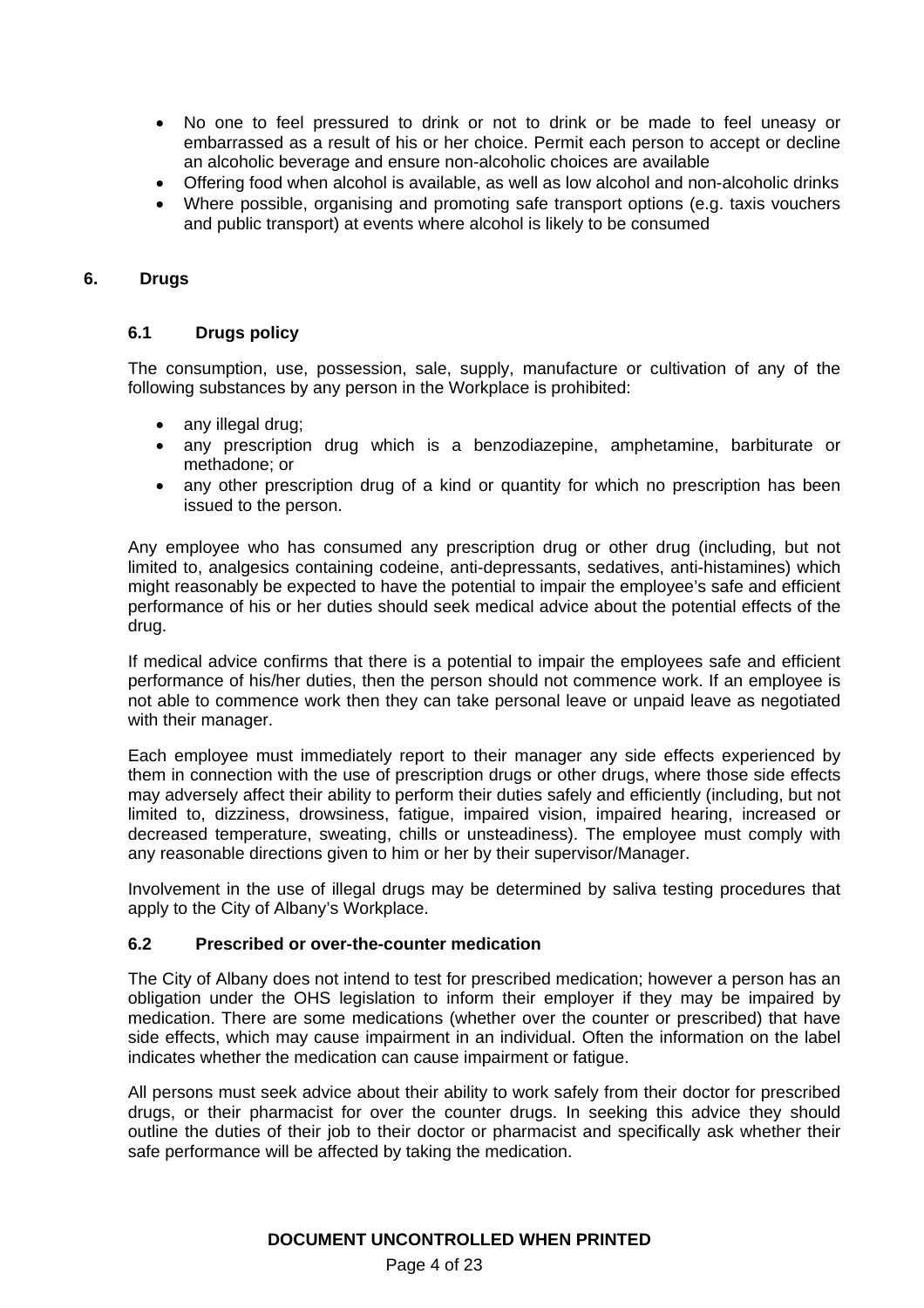- No one to feel pressured to drink or not to drink or be made to feel uneasy or embarrassed as a result of his or her choice. Permit each person to accept or decline an alcoholic beverage and ensure non-alcoholic choices are available
- Offering food when alcohol is available, as well as low alcohol and non-alcoholic drinks
- Where possible, organising and promoting safe transport options (e.g. taxis vouchers and public transport) at events where alcohol is likely to be consumed

## 6. Drugs

### 6.1 Drugs policy

The consumption, use, possession, sale, supply, manufacture or cultivation of any of the following substances by any person in the Workplace is prohibited:

- any illegal drug;
- any prescription drug which is a benzodiazepine, amphetamine, barbiturate or methadone; or
- any other prescription drug of a kind or quantity for which no prescription has been issued to the person.

Any employee who has consumed any prescription drug or other drug (including, but not limited to, analgesics containing codeine, anti-depressants, sedatives, anti-histamines) which might reasonably be expected to have the potential to impair the employee's safe and efficient performance of his or her duties should seek medical advice about the potential effects of the drug.

If medical advice confirms that there is a potential to impair the employees safe and efficient performance of his/her duties, then the person should not commence work. If an employee is not able to commence work then they can take personal leave or unpaid leave as negotiated with their manager.

Each employee must immediately report to their manager any side effects experienced by them in connection with the use of prescription drugs or other drugs, where those side effects may adversely affect their ability to perform their duties safely and efficiently (including, but not limited to, dizziness, drowsiness, fatigue, impaired vision, impaired hearing, increased or decreased temperature, sweating, chills or unsteadiness). The employee must comply with any reasonable directions given to him or her by their supervisor/Manager.

Involvement in the use of illegal drugs may be determined by saliva testing procedures that apply to the City of Albany's Workplace.

### 6.2 Prescribed or over-the-counter medication

The City of Albany does not intend to test for prescribed medication; however a person has an obligation under the OHS legislation to inform their employer if they may be impaired by medication. There are some medications (whether over the counter or prescribed) that have side effects, which may cause impairment in an individual. Often the information on the label indicates whether the medication can cause impairment or fatigue.

All persons must seek advice about their ability to work safely from their doctor for prescribed drugs, or their pharmacist for over the counter drugs. In seeking this advice they should outline the duties of their job to their doctor or pharmacist and specifically ask whether their safe performance will be affected by taking the medication.

**DOCUMENT UNCONTROLLED WHEN PRINTED**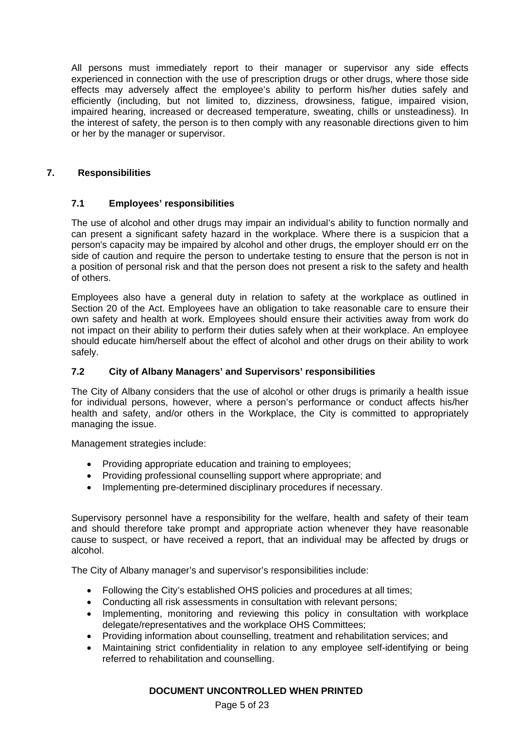All persons must immediately report to their manager or supervisor any side effects experienced in connection with the use of prescription drugs or other drugs, where those side effects may adversely affect the employee's ability to perform his/her duties safely and efficiently (including, but not limited to, dizziness, drowsiness, fatigue, impaired vision, impaired hearing, increased or decreased temperature, sweating, chills or unsteadiness). In the interest of safety, the person is to then comply with any reasonable directions given to him or her by the manager or supervisor.

## 7. Responsibilities

### 7.1 Employees' responsibilities

The use of alcohol and other drugs may impair an individual's ability to function normally and can present a significant safety hazard in the workplace. Where there is a suspicion that a person's capacity may be impaired by alcohol and other drugs, the employer should err on the side of caution and require the person to undertake testing to ensure that the person is not in a position of personal risk and that the person does not present a risk to the safety and health of others.

Employees also have a general duty in relation to safety at the workplace as outlined in Section 20 of the Act. Employees have an obligation to take reasonable care to ensure their own safety and health at work. Employees should ensure their activities away from work do not impact on their ability to perform their duties safely when at their workplace. An employee should educate him/herself about the effect of alcohol and other drugs on their ability to work safely.

### 7.2 City of Albany Managers' and Supervisors' responsibilities

The City of Albany considers that the use of alcohol or other drugs is primarily a health issue for individual persons, however, where a person's performance or conduct affects his/her health and safety, and/or others in the Workplace, the City is committed to appropriately managing the issue.

Management strategies include:

- Providing appropriate education and training to employees;
- Providing professional counselling support where appropriate; and
- Implementing pre-determined disciplinary procedures if necessary.

Supervisory personnel have a responsibility for the welfare, health and safety of their team and should therefore take prompt and appropriate action whenever they have reasonable cause to suspect, or have received a report, that an individual may be affected by drugs or alcohol.

The City of Albany manager's and supervisor's responsibilities include:

- Following the City's established OHS policies and procedures at all times;
- Conducting all risk assessments in consultation with relevant persons;
- Implementing, monitoring and reviewing this policy in consultation with workplace delegate/representatives and the workplace OHS Committees;
- Providing information about counselling, treatment and rehabilitation services; and
- Maintaining strict confidentiality in relation to any employee self-identifying or being referred to rehabilitation and counselling.

**DOCUMENT UNCONTROLLED WHEN PRINTED**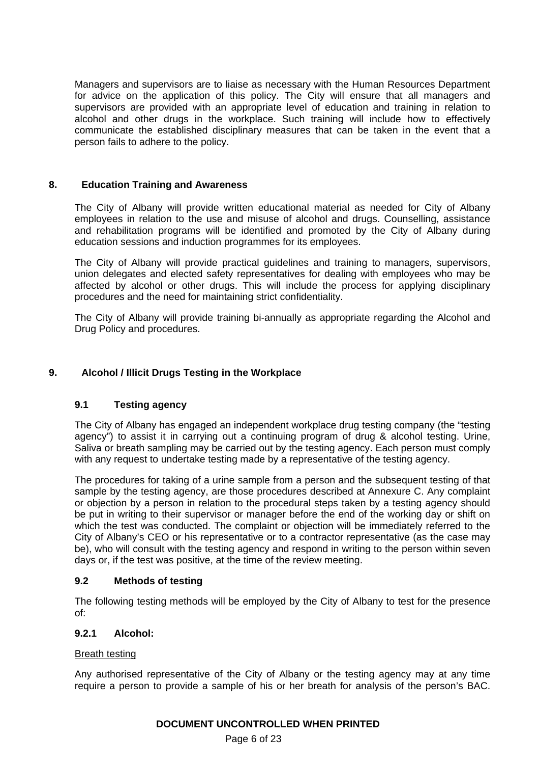Managers and supervisors are to liaise as necessary with the Human Resources Department for advice on the application of this policy. The City will ensure that all managers and supervisors are provided with an appropriate level of education and training in relation to alcohol and other drugs in the workplace. Such training will include how to effectively communicate the established disciplinary measures that can be taken in the event that a person fails to adhere to the policy.

## 8. Education Training and Awareness

The City of Albany will provide written educational material as needed for City of Albany employees in relation to the use and misuse of alcohol and drugs. Counselling, assistance and rehabilitation programs will be identified and promoted by the City of Albany during education sessions and induction programmes for its employees.

The City of Albany will provide practical guidelines and training to managers, supervisors, union delegates and elected safety representatives for dealing with employees who may be affected by alcohol or other drugs. This will include the process for applying disciplinary procedures and the need for maintaining strict confidentiality.

The City of Albany will provide training bi-annually as appropriate regarding the Alcohol and Drug Policy and procedures.

## 9. Alcohol / Illicit Drugs Testing in the Workplace

### 9.1 Testing agency

The City of Albany has engaged an independent workplace drug testing company (the "testing agency") to assist it in carrying out a continuing program of drug & alcohol testing. Urine, Saliva or breath sampling may be carried out by the testing agency. Each person must comply with any request to undertake testing made by a representative of the testing agency.

The procedures for taking of a urine sample from a person and the subsequent testing of that sample by the testing agency, are those procedures described at Annexure C. Any complaint or objection by a person in relation to the procedural steps taken by a testing agency should be put in writing to their supervisor or manager before the end of the working day or shift on which the test was conducted. The complaint or objection will be immediately referred to the City of Albany's CEO or his representative or to a contractor representative (as the case may be), who will consult with the testing agency and respond in writing to the person within seven days or, if the test was positive, at the time of the review meeting.

### 9.2 Methods of testing

The following testing methods will be employed by the City of Albany to test for the presence of:

#### 9.2.1 Alcohol:

Breath testing

Any authorised representative of the City of Albany or the testing agency may at any time require a person to provide a sample of his or her breath for analysis of the person's BAC.

**DOCUMENT UNCONTROLLED WHEN PRINTED**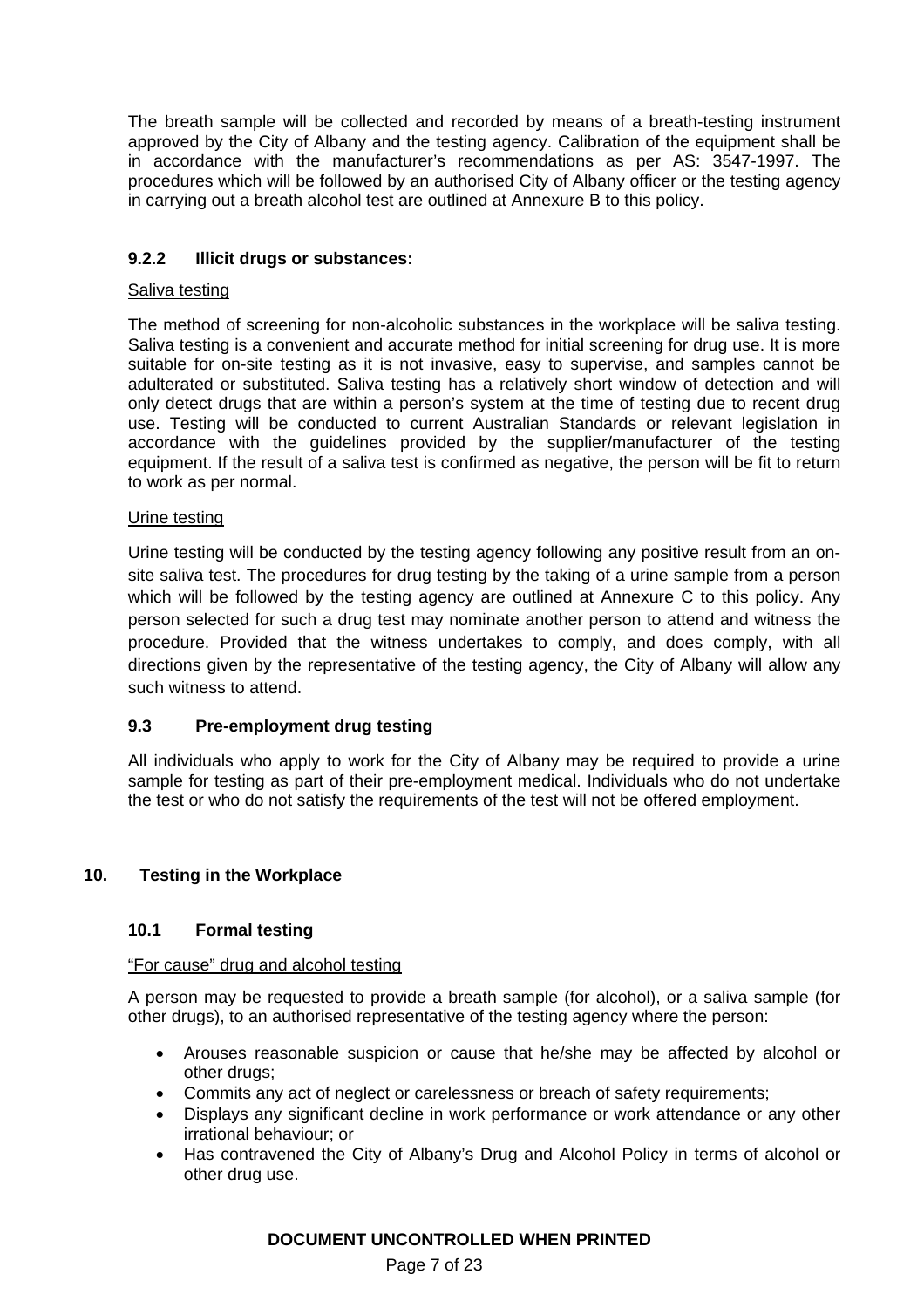The breath sample will be collected and recorded by means of a breath-testing instrument approved by the City of Albany and the testing agency. Calibration of the equipment shall be in accordance with the manufacturer's recommendations as per AS: 3547-1997. The procedures which will be followed by an authorised City of Albany officer or the testing agency in carrying out a breath alcohol test are outlined at Annexure B to this policy.

#### 9.2.2 Illicit drugs or substances:

Saliva testing

The method of screening for non-alcoholic substances in the workplace will be saliva testing. Saliva testing is a convenient and accurate method for initial screening for drug use. It is more suitable for on-site testing as it is not invasive, easy to supervise, and samples cannot be adulterated or substituted. Saliva testing has a relatively short window of detection and will only detect drugs that are within a person's system at the time of testing due to recent drug use. Testing will be conducted to current Australian Standards or relevant legislation in accordance with the guidelines provided by the supplier/manufacturer of the testing equipment. If the result of a saliva test is confirmed as negative, the person will be fit to return to work as per normal.

Urine testing

Urine testing will be conducted by the testing agency following any positive result from an on-site saliva test. The procedures for drug testing by the taking of a urine sample from a person which will be followed by the testing agency are outlined at Annexure C to this policy. Any person selected for such a drug test may nominate another person to attend and witness the procedure. Provided that the witness undertakes to comply, and does comply, with all directions given by the representative of the testing agency, the City of Albany will allow any such witness to attend.

### 9.3 Pre-employment drug testing

All individuals who apply to work for the City of Albany may be required to provide a urine sample for testing as part of their pre-employment medical. Individuals who do not undertake the test or who do not satisfy the requirements of the test will not be offered employment.

## 10. Testing in the Workplace

### 10.1 Formal testing

"For cause" drug and alcohol testing

A person may be requested to provide a breath sample (for alcohol), or a saliva sample (for other drugs), to an authorised representative of the testing agency where the person:

- Arouses reasonable suspicion or cause that he/she may be affected by alcohol or other drugs;
- Commits any act of neglect or carelessness or breach of safety requirements;
- Displays any significant decline in work performance or work attendance or any other irrational behaviour; or
- Has contravened the City of Albany's Drug and Alcohol Policy in terms of alcohol or other drug use.

**DOCUMENT UNCONTROLLED WHEN PRINTED**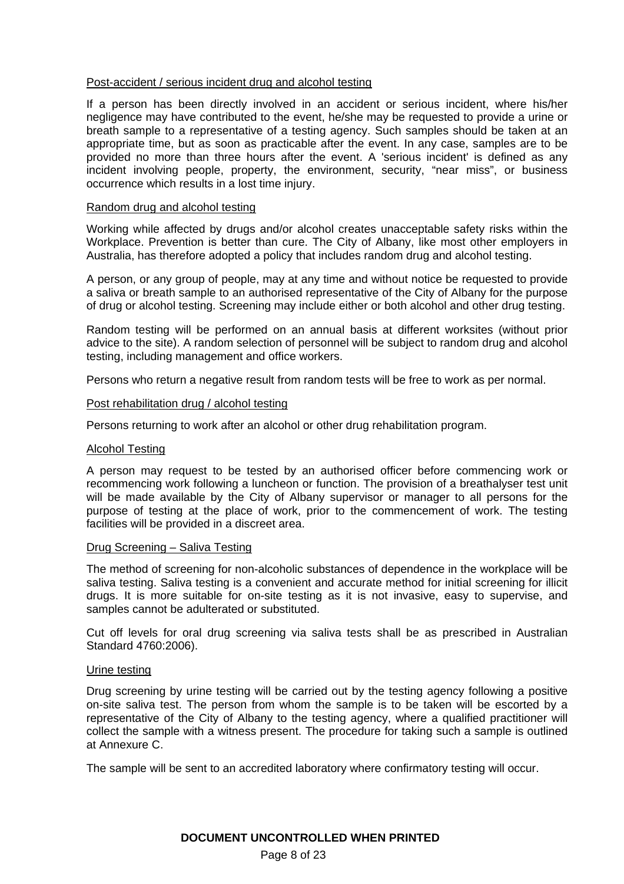Post-accident / serious incident drug and alcohol testing

If a person has been directly involved in an accident or serious incident, where his/her negligence may have contributed to the event, he/she may be requested to provide a urine or breath sample to a representative of a testing agency. Such samples should be taken at an appropriate time, but as soon as practicable after the event. In any case, samples are to be provided no more than three hours after the event. A 'serious incident' is defined as any incident involving people, property, the environment, security, "near miss", or business occurrence which results in a lost time injury.

Random drug and alcohol testing

Working while affected by drugs and/or alcohol creates unacceptable safety risks within the Workplace. Prevention is better than cure. The City of Albany, like most other employers in Australia, has therefore adopted a policy that includes random drug and alcohol testing.

A person, or any group of people, may at any time and without notice be requested to provide a saliva or breath sample to an authorised representative of the City of Albany for the purpose of drug or alcohol testing. Screening may include either or both alcohol and other drug testing.

Random testing will be performed on an annual basis at different worksites (without prior advice to the site). A random selection of personnel will be subject to random drug and alcohol testing, including management and office workers.

Persons who return a negative result from random tests will be free to work as per normal.

Post rehabilitation drug / alcohol testing

Persons returning to work after an alcohol or other drug rehabilitation program.

Alcohol Testing

A person may request to be tested by an authorised officer before commencing work or recommencing work following a luncheon or function. The provision of a breathalyser test unit will be made available by the City of Albany supervisor or manager to all persons for the purpose of testing at the place of work, prior to the commencement of work. The testing facilities will be provided in a discreet area.

Drug Screening – Saliva Testing

The method of screening for non-alcoholic substances of dependence in the workplace will be saliva testing. Saliva testing is a convenient and accurate method for initial screening for illicit drugs. It is more suitable for on-site testing as it is not invasive, easy to supervise, and samples cannot be adulterated or substituted.

Cut off levels for oral drug screening via saliva tests shall be as prescribed in Australian Standard 4760:2006).

Urine testing

Drug screening by urine testing will be carried out by the testing agency following a positive on-site saliva test. The person from whom the sample is to be taken will be escorted by a representative of the City of Albany to the testing agency, where a qualified practitioner will collect the sample with a witness present. The procedure for taking such a sample is outlined at Annexure C.

The sample will be sent to an accredited laboratory where confirmatory testing will occur.

**DOCUMENT UNCONTROLLED WHEN PRINTED**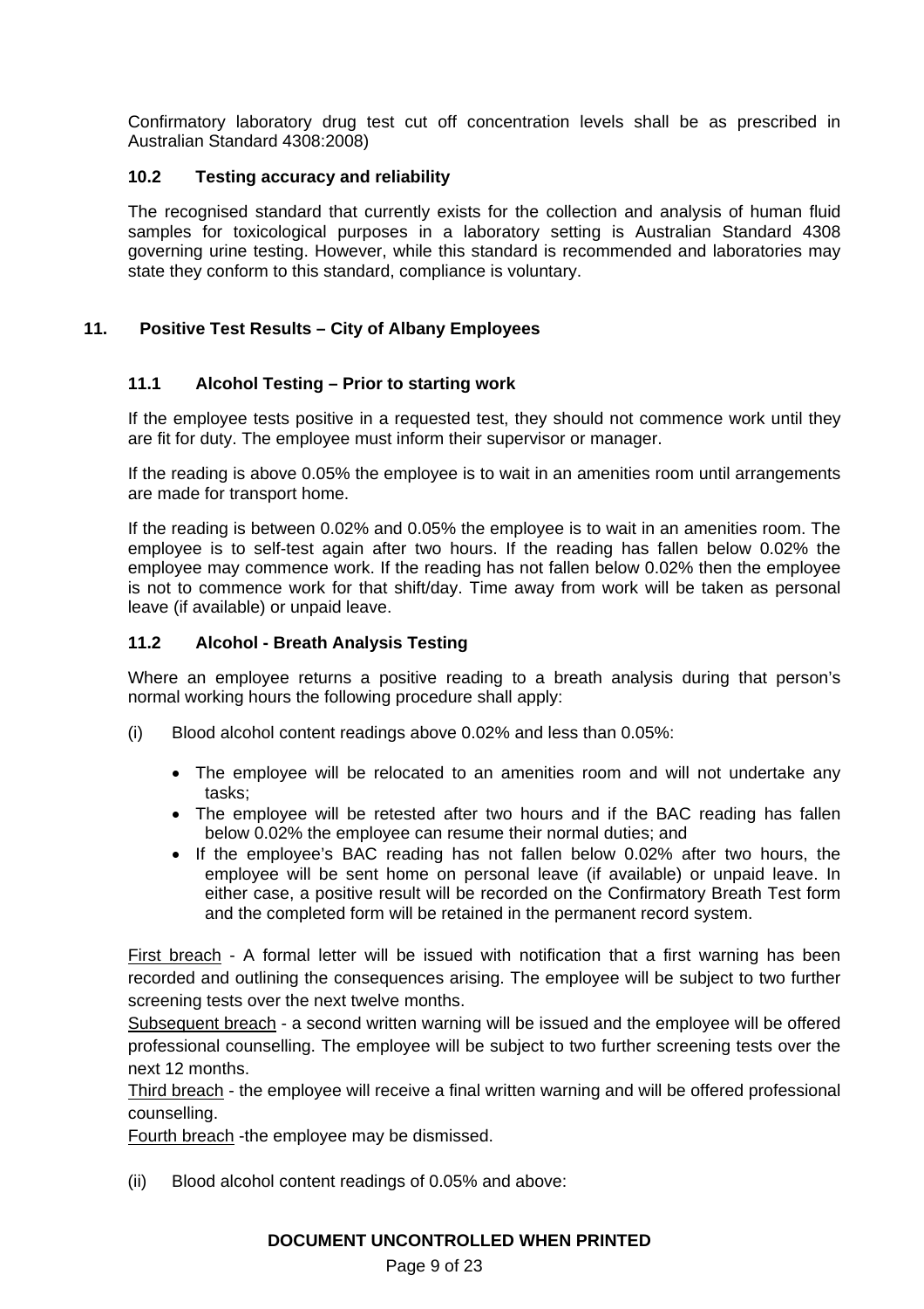Confirmatory laboratory drug test cut off concentration levels shall be as prescribed in Australian Standard 4308:2008)

### 10.2 Testing accuracy and reliability

The recognised standard that currently exists for the collection and analysis of human fluid samples for toxicological purposes in a laboratory setting is Australian Standard 4308 governing urine testing. However, while this standard is recommended and laboratories may state they conform to this standard, compliance is voluntary.

## 11. Positive Test Results – City of Albany Employees

### 11.1 Alcohol Testing – Prior to starting work

If the employee tests positive in a requested test, they should not commence work until they are fit for duty. The employee must inform their supervisor or manager.

If the reading is above 0.05% the employee is to wait in an amenities room until arrangements are made for transport home.

If the reading is between 0.02% and 0.05% the employee is to wait in an amenities room. The employee is to self-test again after two hours. If the reading has fallen below 0.02% the employee may commence work. If the reading has not fallen below 0.02% then the employee is not to commence work for that shift/day. Time away from work will be taken as personal leave (if available) or unpaid leave.

### 11.2 Alcohol - Breath Analysis Testing

Where an employee returns a positive reading to a breath analysis during that person's normal working hours the following procedure shall apply:

(i) Blood alcohol content readings above 0.02% and less than 0.05%:

- The employee will be relocated to an amenities room and will not undertake any tasks;
- The employee will be retested after two hours and if the BAC reading has fallen below 0.02% the employee can resume their normal duties; and
- If the employee's BAC reading has not fallen below 0.02% after two hours, the employee will be sent home on personal leave (if available) or unpaid leave. In either case, a positive result will be recorded on the Confirmatory Breath Test form and the completed form will be retained in the permanent record system.

First breach - A formal letter will be issued with notification that a first warning has been recorded and outlining the consequences arising. The employee will be subject to two further screening tests over the next twelve months.
Subsequent breach - a second written warning will be issued and the employee will be offered professional counselling. The employee will be subject to two further screening tests over the next 12 months.
Third breach - the employee will receive a final written warning and will be offered professional counselling.
Fourth breach -the employee may be dismissed.

(ii) Blood alcohol content readings of 0.05% and above:

**DOCUMENT UNCONTROLLED WHEN PRINTED**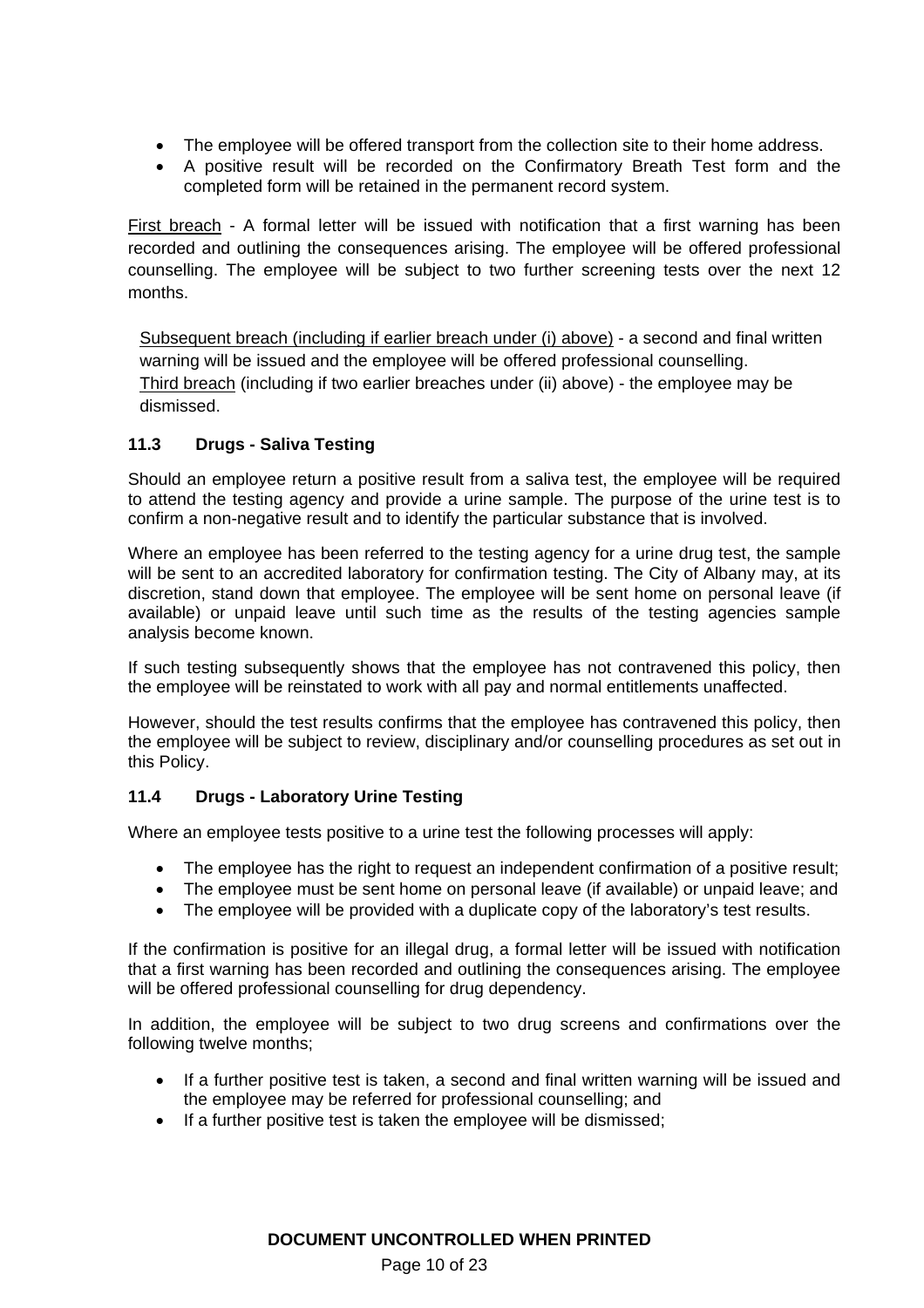- The employee will be offered transport from the collection site to their home address.
- A positive result will be recorded on the Confirmatory Breath Test form and the completed form will be retained in the permanent record system.

<u>First breach</u> - A formal letter will be issued with notification that a first warning has been recorded and outlining the consequences arising. The employee will be offered professional counselling. The employee will be subject to two further screening tests over the next 12 months.

<u>Subsequent breach (including if earlier breach under (i) above)</u> - a second and final written warning will be issued and the employee will be offered professional counselling.
<u>Third breach</u> (including if two earlier breaches under (ii) above) - the employee may be dismissed.

### 11.3 Drugs - Saliva Testing

Should an employee return a positive result from a saliva test, the employee will be required to attend the testing agency and provide a urine sample. The purpose of the urine test is to confirm a non-negative result and to identify the particular substance that is involved.

Where an employee has been referred to the testing agency for a urine drug test, the sample will be sent to an accredited laboratory for confirmation testing. The City of Albany may, at its discretion, stand down that employee. The employee will be sent home on personal leave (if available) or unpaid leave until such time as the results of the testing agencies sample analysis become known.

If such testing subsequently shows that the employee has not contravened this policy, then the employee will be reinstated to work with all pay and normal entitlements unaffected.

However, should the test results confirms that the employee has contravened this policy, then the employee will be subject to review, disciplinary and/or counselling procedures as set out in this Policy.

### 11.4 Drugs - Laboratory Urine Testing

Where an employee tests positive to a urine test the following processes will apply:

- The employee has the right to request an independent confirmation of a positive result;
- The employee must be sent home on personal leave (if available) or unpaid leave; and
- The employee will be provided with a duplicate copy of the laboratory's test results.

If the confirmation is positive for an illegal drug, a formal letter will be issued with notification that a first warning has been recorded and outlining the consequences arising. The employee will be offered professional counselling for drug dependency.

In addition, the employee will be subject to two drug screens and confirmations over the following twelve months;

- If a further positive test is taken, a second and final written warning will be issued and the employee may be referred for professional counselling; and
- If a further positive test is taken the employee will be dismissed;

**DOCUMENT UNCONTROLLED WHEN PRINTED**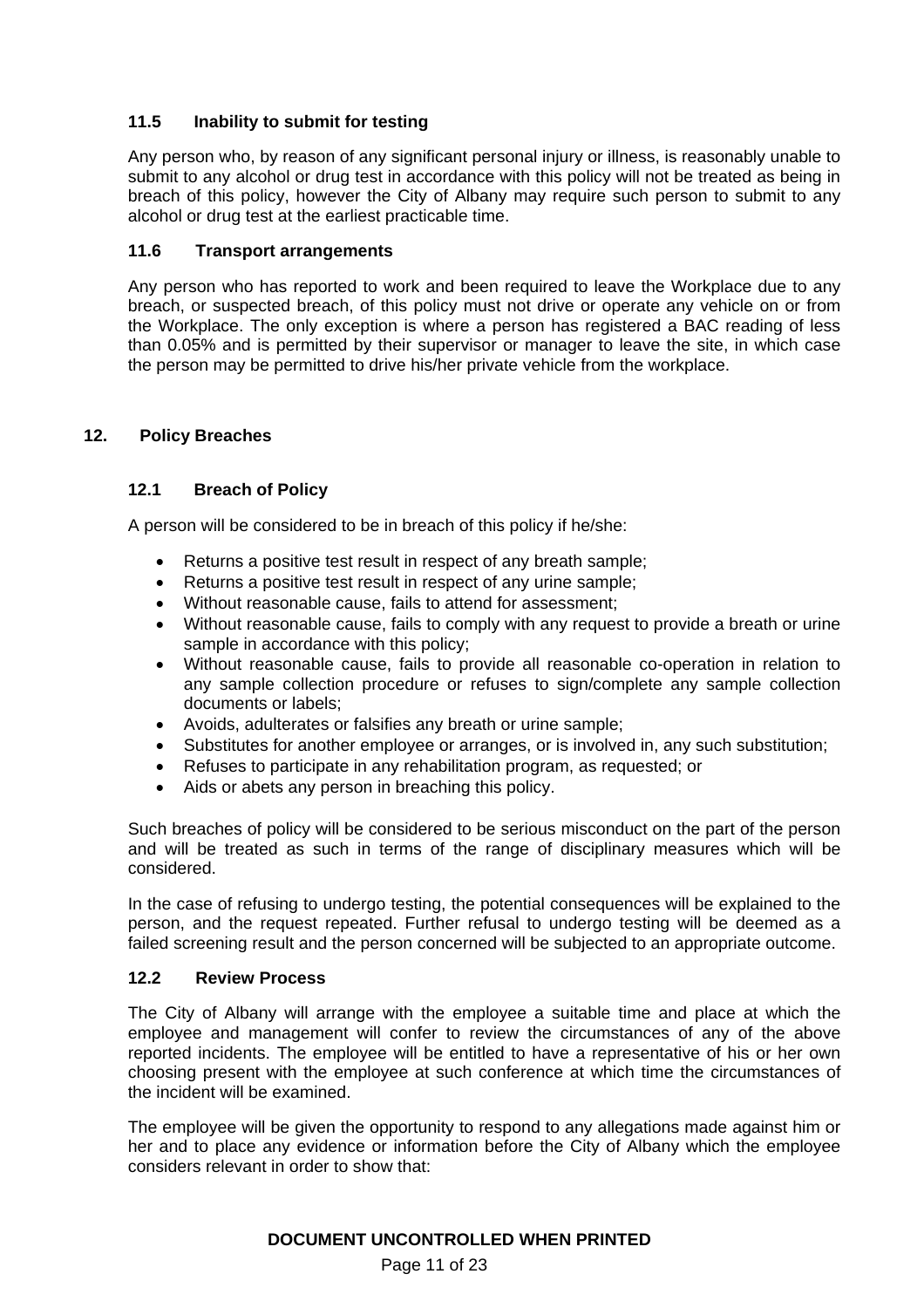### 11.5 Inability to submit for testing

Any person who, by reason of any significant personal injury or illness, is reasonably unable to submit to any alcohol or drug test in accordance with this policy will not be treated as being in breach of this policy, however the City of Albany may require such person to submit to any alcohol or drug test at the earliest practicable time.

### 11.6 Transport arrangements

Any person who has reported to work and been required to leave the Workplace due to any breach, or suspected breach, of this policy must not drive or operate any vehicle on or from the Workplace. The only exception is where a person has registered a BAC reading of less than 0.05% and is permitted by their supervisor or manager to leave the site, in which case the person may be permitted to drive his/her private vehicle from the workplace.

## 12. Policy Breaches

### 12.1 Breach of Policy

A person will be considered to be in breach of this policy if he/she:

- Returns a positive test result in respect of any breath sample;
- Returns a positive test result in respect of any urine sample;
- Without reasonable cause, fails to attend for assessment;
- Without reasonable cause, fails to comply with any request to provide a breath or urine sample in accordance with this policy;
- Without reasonable cause, fails to provide all reasonable co-operation in relation to any sample collection procedure or refuses to sign/complete any sample collection documents or labels;
- Avoids, adulterates or falsifies any breath or urine sample;
- Substitutes for another employee or arranges, or is involved in, any such substitution;
- Refuses to participate in any rehabilitation program, as requested; or
- Aids or abets any person in breaching this policy.

Such breaches of policy will be considered to be serious misconduct on the part of the person and will be treated as such in terms of the range of disciplinary measures which will be considered.

In the case of refusing to undergo testing, the potential consequences will be explained to the person, and the request repeated. Further refusal to undergo testing will be deemed as a failed screening result and the person concerned will be subjected to an appropriate outcome.

### 12.2 Review Process

The City of Albany will arrange with the employee a suitable time and place at which the employee and management will confer to review the circumstances of any of the above reported incidents. The employee will be entitled to have a representative of his or her own choosing present with the employee at such conference at which time the circumstances of the incident will be examined.

The employee will be given the opportunity to respond to any allegations made against him or her and to place any evidence or information before the City of Albany which the employee considers relevant in order to show that:

**DOCUMENT UNCONTROLLED WHEN PRINTED**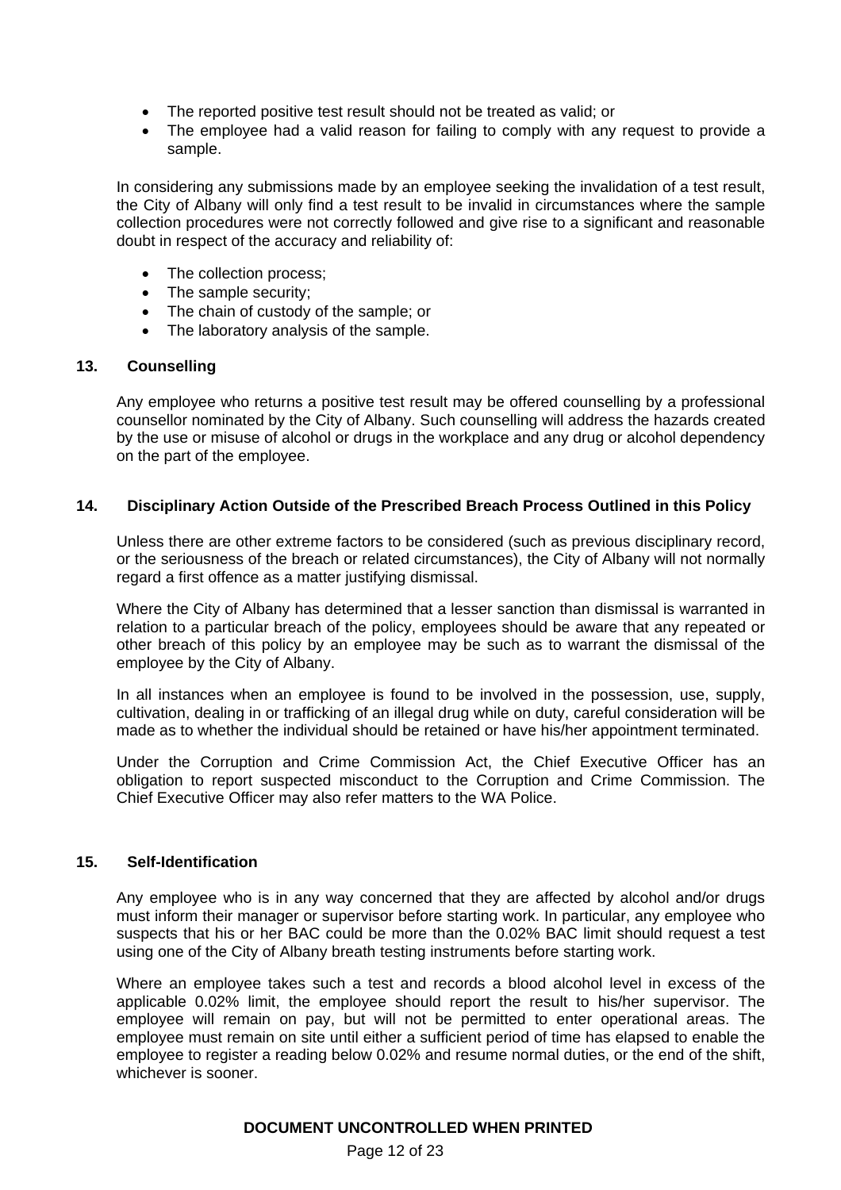- The reported positive test result should not be treated as valid; or
- The employee had a valid reason for failing to comply with any request to provide a sample.

In considering any submissions made by an employee seeking the invalidation of a test result, the City of Albany will only find a test result to be invalid in circumstances where the sample collection procedures were not correctly followed and give rise to a significant and reasonable doubt in respect of the accuracy and reliability of:

- The collection process;
- The sample security;
- The chain of custody of the sample; or
- The laboratory analysis of the sample.

## 13. Counselling

Any employee who returns a positive test result may be offered counselling by a professional counsellor nominated by the City of Albany. Such counselling will address the hazards created by the use or misuse of alcohol or drugs in the workplace and any drug or alcohol dependency on the part of the employee.

## 14. Disciplinary Action Outside of the Prescribed Breach Process Outlined in this Policy

Unless there are other extreme factors to be considered (such as previous disciplinary record, or the seriousness of the breach or related circumstances), the City of Albany will not normally regard a first offence as a matter justifying dismissal.

Where the City of Albany has determined that a lesser sanction than dismissal is warranted in relation to a particular breach of the policy, employees should be aware that any repeated or other breach of this policy by an employee may be such as to warrant the dismissal of the employee by the City of Albany.

In all instances when an employee is found to be involved in the possession, use, supply, cultivation, dealing in or trafficking of an illegal drug while on duty, careful consideration will be made as to whether the individual should be retained or have his/her appointment terminated.

Under the Corruption and Crime Commission Act, the Chief Executive Officer has an obligation to report suspected misconduct to the Corruption and Crime Commission. The Chief Executive Officer may also refer matters to the WA Police.

## 15. Self-Identification

Any employee who is in any way concerned that they are affected by alcohol and/or drugs must inform their manager or supervisor before starting work. In particular, any employee who suspects that his or her BAC could be more than the 0.02% BAC limit should request a test using one of the City of Albany breath testing instruments before starting work.

Where an employee takes such a test and records a blood alcohol level in excess of the applicable 0.02% limit, the employee should report the result to his/her supervisor. The employee will remain on pay, but will not be permitted to enter operational areas. The employee must remain on site until either a sufficient period of time has elapsed to enable the employee to register a reading below 0.02% and resume normal duties, or the end of the shift, whichever is sooner.

**DOCUMENT UNCONTROLLED WHEN PRINTED**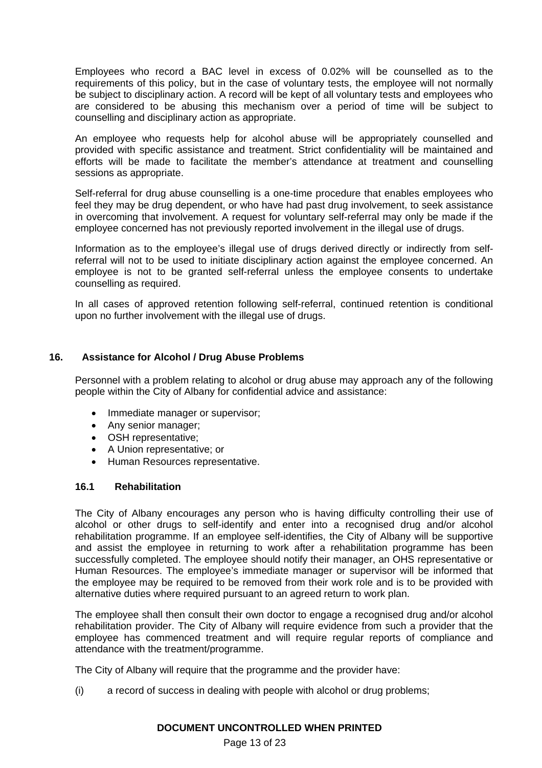Employees who record a BAC level in excess of 0.02% will be counselled as to the requirements of this policy, but in the case of voluntary tests, the employee will not normally be subject to disciplinary action. A record will be kept of all voluntary tests and employees who are considered to be abusing this mechanism over a period of time will be subject to counselling and disciplinary action as appropriate.

An employee who requests help for alcohol abuse will be appropriately counselled and provided with specific assistance and treatment. Strict confidentiality will be maintained and efforts will be made to facilitate the member's attendance at treatment and counselling sessions as appropriate.

Self-referral for drug abuse counselling is a one-time procedure that enables employees who feel they may be drug dependent, or who have had past drug involvement, to seek assistance in overcoming that involvement. A request for voluntary self-referral may only be made if the employee concerned has not previously reported involvement in the illegal use of drugs.

Information as to the employee's illegal use of drugs derived directly or indirectly from self-referral will not to be used to initiate disciplinary action against the employee concerned. An employee is not to be granted self-referral unless the employee consents to undertake counselling as required.

In all cases of approved retention following self-referral, continued retention is conditional upon no further involvement with the illegal use of drugs.

## 16. Assistance for Alcohol / Drug Abuse Problems

Personnel with a problem relating to alcohol or drug abuse may approach any of the following people within the City of Albany for confidential advice and assistance:

- Immediate manager or supervisor;
- Any senior manager;
- OSH representative;
- A Union representative; or
- Human Resources representative.

### 16.1 Rehabilitation

The City of Albany encourages any person who is having difficulty controlling their use of alcohol or other drugs to self-identify and enter into a recognised drug and/or alcohol rehabilitation programme. If an employee self-identifies, the City of Albany will be supportive and assist the employee in returning to work after a rehabilitation programme has been successfully completed. The employee should notify their manager, an OHS representative or Human Resources. The employee's immediate manager or supervisor will be informed that the employee may be required to be removed from their work role and is to be provided with alternative duties where required pursuant to an agreed return to work plan.

The employee shall then consult their own doctor to engage a recognised drug and/or alcohol rehabilitation provider. The City of Albany will require evidence from such a provider that the employee has commenced treatment and will require regular reports of compliance and attendance with the treatment/programme.

The City of Albany will require that the programme and the provider have:

(i) a record of success in dealing with people with alcohol or drug problems;

**DOCUMENT UNCONTROLLED WHEN PRINTED**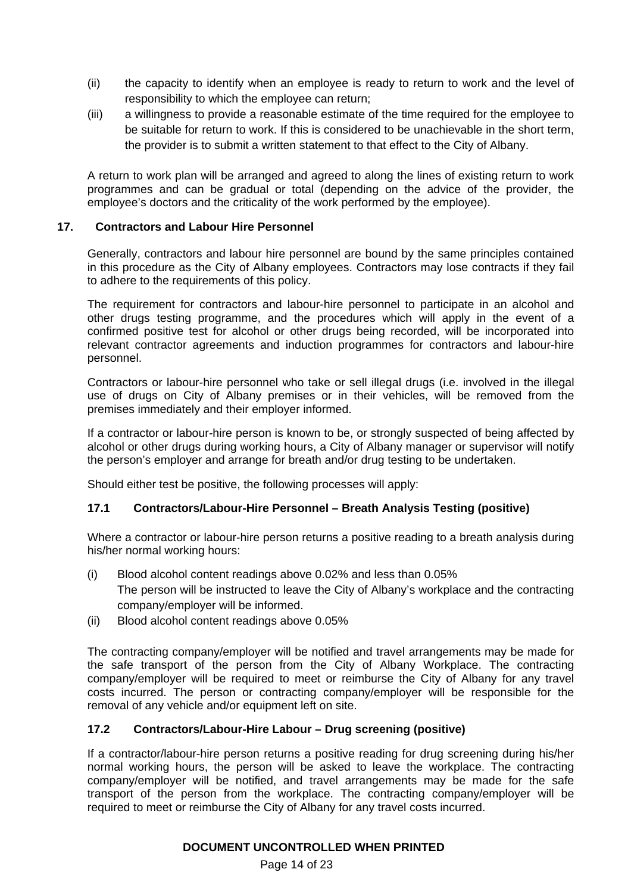(ii) the capacity to identify when an employee is ready to return to work and the level of responsibility to which the employee can return;

(iii) a willingness to provide a reasonable estimate of the time required for the employee to be suitable for return to work. If this is considered to be unachievable in the short term, the provider is to submit a written statement to that effect to the City of Albany.

A return to work plan will be arranged and agreed to along the lines of existing return to work programmes and can be gradual or total (depending on the advice of the provider, the employee's doctors and the criticality of the work performed by the employee).

## 17. Contractors and Labour Hire Personnel

Generally, contractors and labour hire personnel are bound by the same principles contained in this procedure as the City of Albany employees. Contractors may lose contracts if they fail to adhere to the requirements of this policy.

The requirement for contractors and labour-hire personnel to participate in an alcohol and other drugs testing programme, and the procedures which will apply in the event of a confirmed positive test for alcohol or other drugs being recorded, will be incorporated into relevant contractor agreements and induction programmes for contractors and labour-hire personnel.

Contractors or labour-hire personnel who take or sell illegal drugs (i.e. involved in the illegal use of drugs on City of Albany premises or in their vehicles, will be removed from the premises immediately and their employer informed.

If a contractor or labour-hire person is known to be, or strongly suspected of being affected by alcohol or other drugs during working hours, a City of Albany manager or supervisor will notify the person's employer and arrange for breath and/or drug testing to be undertaken.

Should either test be positive, the following processes will apply:

### 17.1 Contractors/Labour-Hire Personnel – Breath Analysis Testing (positive)

Where a contractor or labour-hire person returns a positive reading to a breath analysis during his/her normal working hours:

(i) Blood alcohol content readings above 0.02% and less than 0.05%
The person will be instructed to leave the City of Albany's workplace and the contracting company/employer will be informed.

(ii) Blood alcohol content readings above 0.05%

The contracting company/employer will be notified and travel arrangements may be made for the safe transport of the person from the City of Albany Workplace. The contracting company/employer will be required to meet or reimburse the City of Albany for any travel costs incurred. The person or contracting company/employer will be responsible for the removal of any vehicle and/or equipment left on site.

### 17.2 Contractors/Labour-Hire Labour – Drug screening (positive)

If a contractor/labour-hire person returns a positive reading for drug screening during his/her normal working hours, the person will be asked to leave the workplace. The contracting company/employer will be notified, and travel arrangements may be made for the safe transport of the person from the workplace. The contracting company/employer will be required to meet or reimburse the City of Albany for any travel costs incurred.

**DOCUMENT UNCONTROLLED WHEN PRINTED**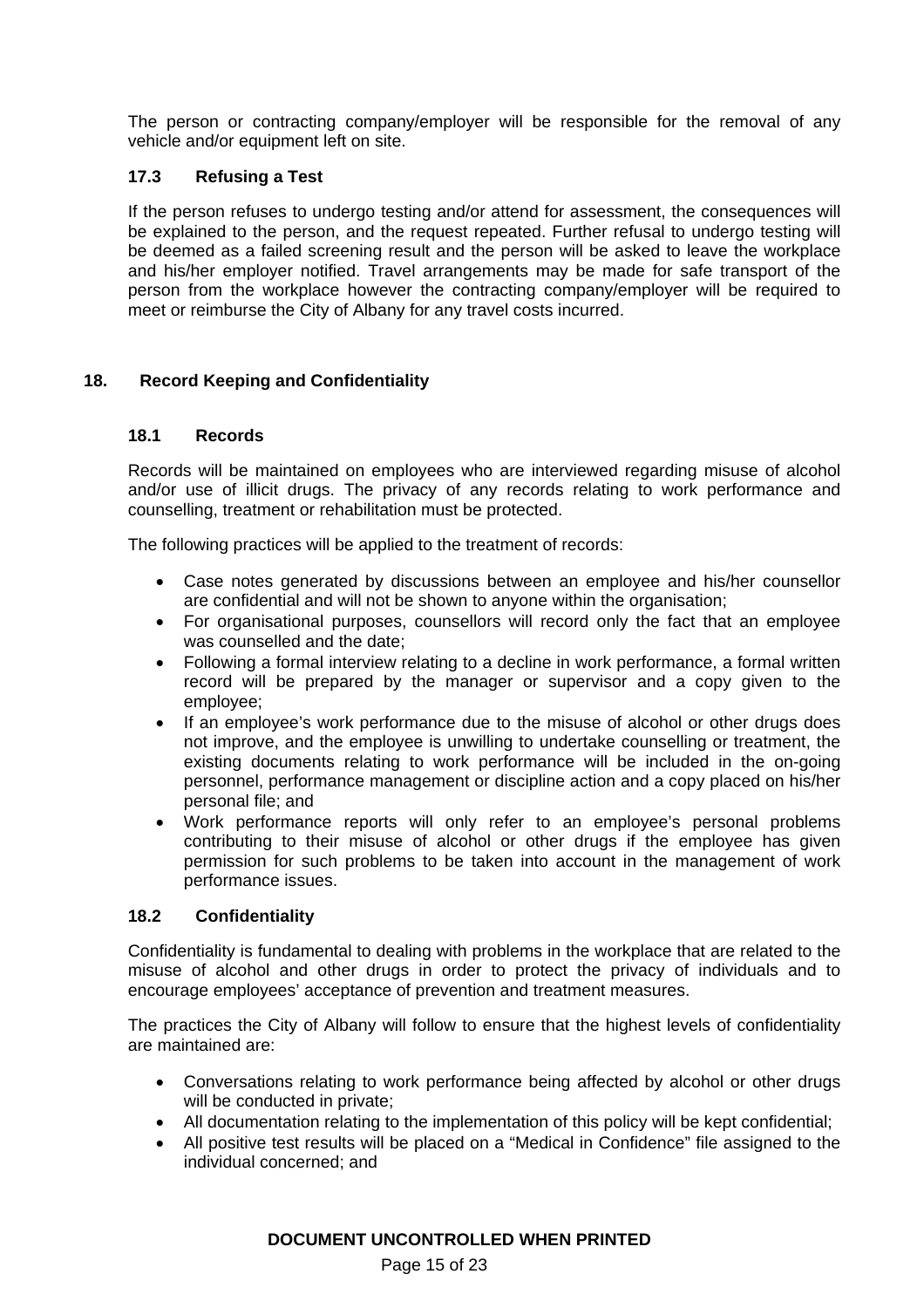The person or contracting company/employer will be responsible for the removal of any vehicle and/or equipment left on site.

### 17.3 Refusing a Test

If the person refuses to undergo testing and/or attend for assessment, the consequences will be explained to the person, and the request repeated. Further refusal to undergo testing will be deemed as a failed screening result and the person will be asked to leave the workplace and his/her employer notified. Travel arrangements may be made for safe transport of the person from the workplace however the contracting company/employer will be required to meet or reimburse the City of Albany for any travel costs incurred.

## 18. Record Keeping and Confidentiality

### 18.1 Records

Records will be maintained on employees who are interviewed regarding misuse of alcohol and/or use of illicit drugs. The privacy of any records relating to work performance and counselling, treatment or rehabilitation must be protected.

The following practices will be applied to the treatment of records:

- Case notes generated by discussions between an employee and his/her counsellor are confidential and will not be shown to anyone within the organisation;
- For organisational purposes, counsellors will record only the fact that an employee was counselled and the date;
- Following a formal interview relating to a decline in work performance, a formal written record will be prepared by the manager or supervisor and a copy given to the employee;
- If an employee's work performance due to the misuse of alcohol or other drugs does not improve, and the employee is unwilling to undertake counselling or treatment, the existing documents relating to work performance will be included in the on-going personnel, performance management or discipline action and a copy placed on his/her personal file; and
- Work performance reports will only refer to an employee's personal problems contributing to their misuse of alcohol or other drugs if the employee has given permission for such problems to be taken into account in the management of work performance issues.

### 18.2 Confidentiality

Confidentiality is fundamental to dealing with problems in the workplace that are related to the misuse of alcohol and other drugs in order to protect the privacy of individuals and to encourage employees' acceptance of prevention and treatment measures.

The practices the City of Albany will follow to ensure that the highest levels of confidentiality are maintained are:

- Conversations relating to work performance being affected by alcohol or other drugs will be conducted in private;
- All documentation relating to the implementation of this policy will be kept confidential;
- All positive test results will be placed on a "Medical in Confidence" file assigned to the individual concerned; and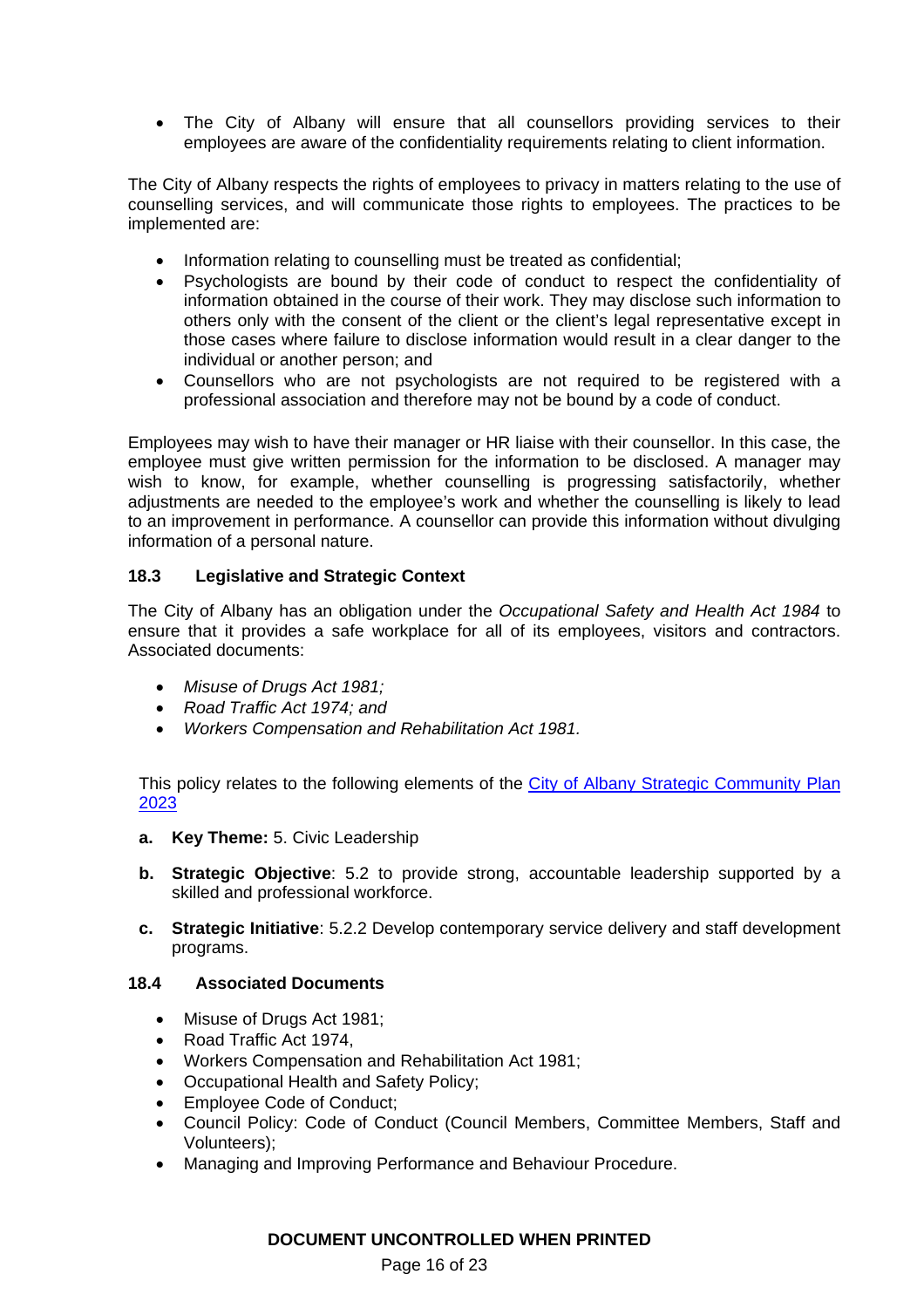- The City of Albany will ensure that all counsellors providing services to their employees are aware of the confidentiality requirements relating to client information.

The City of Albany respects the rights of employees to privacy in matters relating to the use of counselling services, and will communicate those rights to employees. The practices to be implemented are:

- Information relating to counselling must be treated as confidential;
- Psychologists are bound by their code of conduct to respect the confidentiality of information obtained in the course of their work. They may disclose such information to others only with the consent of the client or the client's legal representative except in those cases where failure to disclose information would result in a clear danger to the individual or another person; and
- Counsellors who are not psychologists are not required to be registered with a professional association and therefore may not be bound by a code of conduct.

Employees may wish to have their manager or HR liaise with their counsellor. In this case, the employee must give written permission for the information to be disclosed. A manager may wish to know, for example, whether counselling is progressing satisfactorily, whether adjustments are needed to the employee's work and whether the counselling is likely to lead to an improvement in performance. A counsellor can provide this information without divulging information of a personal nature.

### 18.3 Legislative and Strategic Context

The City of Albany has an obligation under the *Occupational Safety and Health Act 1984* to ensure that it provides a safe workplace for all of its employees, visitors and contractors. Associated documents:

- *Misuse of Drugs Act 1981;*
- *Road Traffic Act 1974; and*
- *Workers Compensation and Rehabilitation Act 1981.*

This policy relates to the following elements of the [City of Albany Strategic Community Plan 2023](#)

**a. Key Theme:** 5. Civic Leadership

**b. Strategic Objective**: 5.2 to provide strong, accountable leadership supported by a skilled and professional workforce.

**c. Strategic Initiative**: 5.2.2 Develop contemporary service delivery and staff development programs.

### 18.4 Associated Documents

- Misuse of Drugs Act 1981;
- Road Traffic Act 1974,
- Workers Compensation and Rehabilitation Act 1981;
- Occupational Health and Safety Policy;
- Employee Code of Conduct;
- Council Policy: Code of Conduct (Council Members, Committee Members, Staff and Volunteers);
- Managing and Improving Performance and Behaviour Procedure.

**DOCUMENT UNCONTROLLED WHEN PRINTED**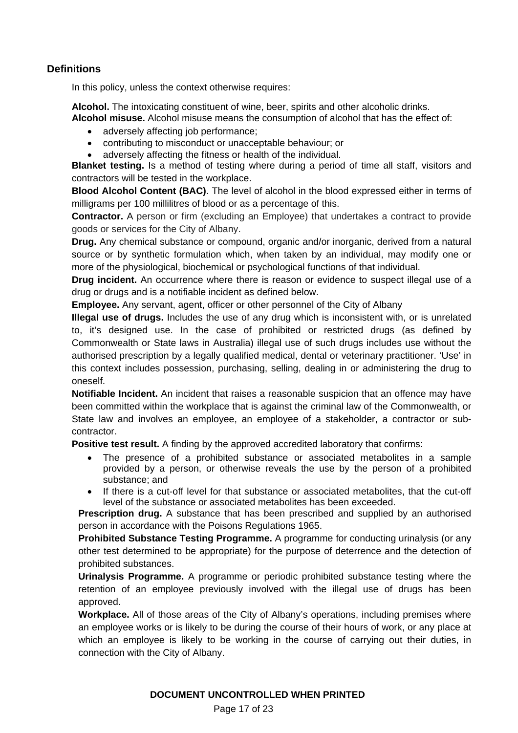## Definitions

In this policy, unless the context otherwise requires:

**Alcohol.** The intoxicating constituent of wine, beer, spirits and other alcoholic drinks.

**Alcohol misuse.** Alcohol misuse means the consumption of alcohol that has the effect of:

- adversely affecting job performance;
- contributing to misconduct or unacceptable behaviour; or
- adversely affecting the fitness or health of the individual.

**Blanket testing.** Is a method of testing where during a period of time all staff, visitors and contractors will be tested in the workplace.

**Blood Alcohol Content (BAC)**. The level of alcohol in the blood expressed either in terms of milligrams per 100 millilitres of blood or as a percentage of this.

**Contractor.** A person or firm (excluding an Employee) that undertakes a contract to provide goods or services for the City of Albany.

**Drug.** Any chemical substance or compound, organic and/or inorganic, derived from a natural source or by synthetic formulation which, when taken by an individual, may modify one or more of the physiological, biochemical or psychological functions of that individual.

**Drug incident.** An occurrence where there is reason or evidence to suspect illegal use of a drug or drugs and is a notifiable incident as defined below.

**Employee.** Any servant, agent, officer or other personnel of the City of Albany

**Illegal use of drugs.** Includes the use of any drug which is inconsistent with, or is unrelated to, it's designed use. In the case of prohibited or restricted drugs (as defined by Commonwealth or State laws in Australia) illegal use of such drugs includes use without the authorised prescription by a legally qualified medical, dental or veterinary practitioner. 'Use' in this context includes possession, purchasing, selling, dealing in or administering the drug to oneself.

**Notifiable Incident.** An incident that raises a reasonable suspicion that an offence may have been committed within the workplace that is against the criminal law of the Commonwealth, or State law and involves an employee, an employee of a stakeholder, a contractor or sub-contractor.

**Positive test result.** A finding by the approved accredited laboratory that confirms:

- The presence of a prohibited substance or associated metabolites in a sample provided by a person, or otherwise reveals the use by the person of a prohibited substance; and
- If there is a cut-off level for that substance or associated metabolites, that the cut-off level of the substance or associated metabolites has been exceeded.

**Prescription drug.** A substance that has been prescribed and supplied by an authorised person in accordance with the Poisons Regulations 1965.

**Prohibited Substance Testing Programme.** A programme for conducting urinalysis (or any other test determined to be appropriate) for the purpose of deterrence and the detection of prohibited substances.

**Urinalysis Programme.** A programme or periodic prohibited substance testing where the retention of an employee previously involved with the illegal use of drugs has been approved.

**Workplace.** All of those areas of the City of Albany's operations, including premises where an employee works or is likely to be during the course of their hours of work, or any place at which an employee is likely to be working in the course of carrying out their duties, in connection with the City of Albany.

**DOCUMENT UNCONTROLLED WHEN PRINTED**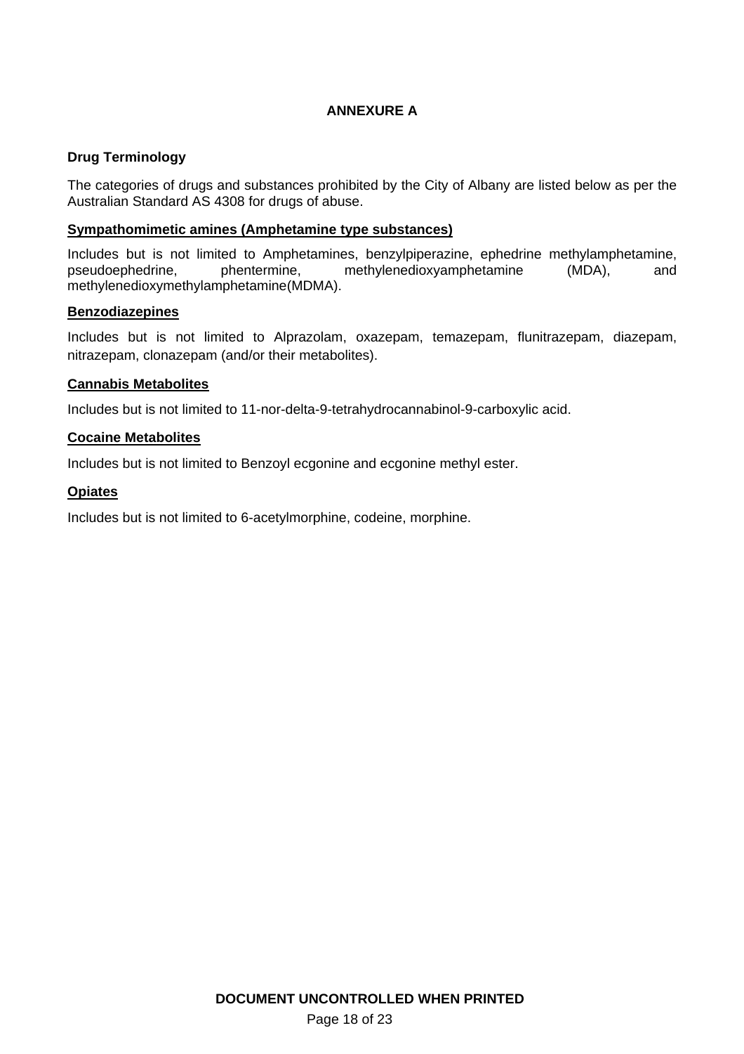## ANNEXURE A

### Drug Terminology

The categories of drugs and substances prohibited by the City of Albany are listed below as per the Australian Standard AS 4308 for drugs of abuse.

**Sympathomimetic amines (Amphetamine type substances)**

Includes but is not limited to Amphetamines, benzylpiperazine, ephedrine methylamphetamine, pseudoephedrine, phentermine, methylenedioxyamphetamine (MDA), and methylenedioxymethylamphetamine(MDMA).

**Benzodiazepines**

Includes but is not limited to Alprazolam, oxazepam, temazepam, flunitrazepam, diazepam, nitrazepam, clonazepam (and/or their metabolites).

**Cannabis Metabolites**

Includes but is not limited to 11-nor-delta-9-tetrahydrocannabinol-9-carboxylic acid.

**Cocaine Metabolites**

Includes but is not limited to Benzoyl ecgonine and ecgonine methyl ester.

**Opiates**

Includes but is not limited to 6-acetylmorphine, codeine, morphine.

**DOCUMENT UNCONTROLLED WHEN PRINTED**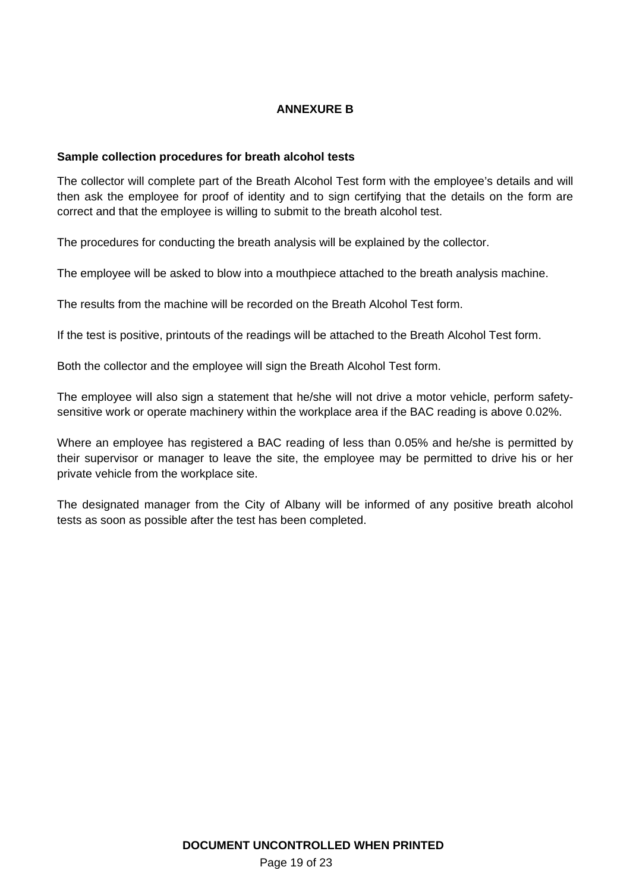# ANNEXURE B

**Sample collection procedures for breath alcohol tests**

The collector will complete part of the Breath Alcohol Test form with the employee's details and will then ask the employee for proof of identity and to sign certifying that the details on the form are correct and that the employee is willing to submit to the breath alcohol test.

The procedures for conducting the breath analysis will be explained by the collector.

The employee will be asked to blow into a mouthpiece attached to the breath analysis machine.

The results from the machine will be recorded on the Breath Alcohol Test form.

If the test is positive, printouts of the readings will be attached to the Breath Alcohol Test form.

Both the collector and the employee will sign the Breath Alcohol Test form.

The employee will also sign a statement that he/she will not drive a motor vehicle, perform safety-sensitive work or operate machinery within the workplace area if the BAC reading is above 0.02%.

Where an employee has registered a BAC reading of less than 0.05% and he/she is permitted by their supervisor or manager to leave the site, the employee may be permitted to drive his or her private vehicle from the workplace site.

The designated manager from the City of Albany will be informed of any positive breath alcohol tests as soon as possible after the test has been completed.

**DOCUMENT UNCONTROLLED WHEN PRINTED**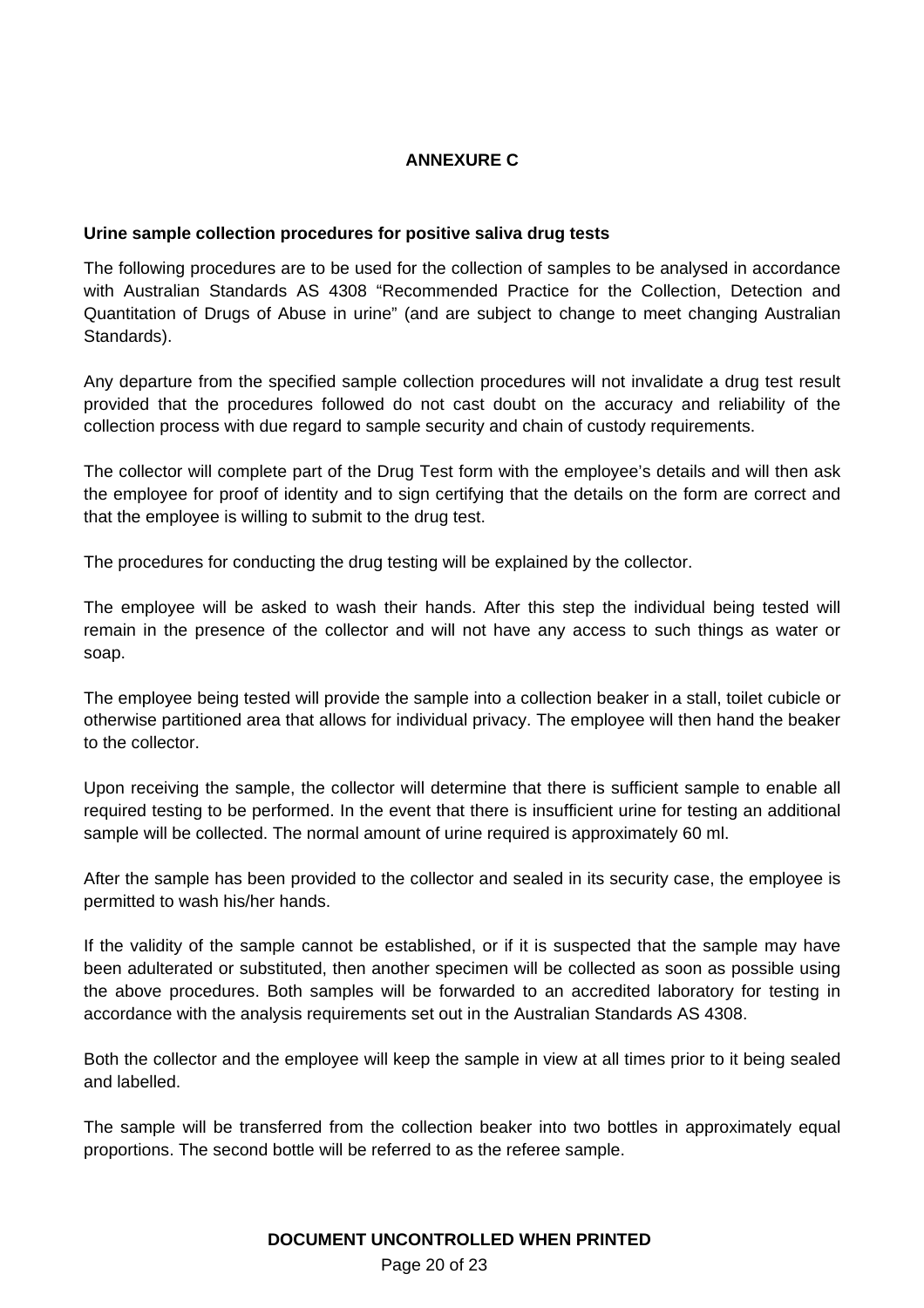## ANNEXURE C

**Urine sample collection procedures for positive saliva drug tests**

The following procedures are to be used for the collection of samples to be analysed in accordance with Australian Standards AS 4308 “Recommended Practice for the Collection, Detection and Quantitation of Drugs of Abuse in urine” (and are subject to change to meet changing Australian Standards).

Any departure from the specified sample collection procedures will not invalidate a drug test result provided that the procedures followed do not cast doubt on the accuracy and reliability of the collection process with due regard to sample security and chain of custody requirements.

The collector will complete part of the Drug Test form with the employee’s details and will then ask the employee for proof of identity and to sign certifying that the details on the form are correct and that the employee is willing to submit to the drug test.

The procedures for conducting the drug testing will be explained by the collector.

The employee will be asked to wash their hands. After this step the individual being tested will remain in the presence of the collector and will not have any access to such things as water or soap.

The employee being tested will provide the sample into a collection beaker in a stall, toilet cubicle or otherwise partitioned area that allows for individual privacy. The employee will then hand the beaker to the collector.

Upon receiving the sample, the collector will determine that there is sufficient sample to enable all required testing to be performed. In the event that there is insufficient urine for testing an additional sample will be collected. The normal amount of urine required is approximately 60 ml.

After the sample has been provided to the collector and sealed in its security case, the employee is permitted to wash his/her hands.

If the validity of the sample cannot be established, or if it is suspected that the sample may have been adulterated or substituted, then another specimen will be collected as soon as possible using the above procedures. Both samples will be forwarded to an accredited laboratory for testing in accordance with the analysis requirements set out in the Australian Standards AS 4308.

Both the collector and the employee will keep the sample in view at all times prior to it being sealed and labelled.

The sample will be transferred from the collection beaker into two bottles in approximately equal proportions. The second bottle will be referred to as the referee sample.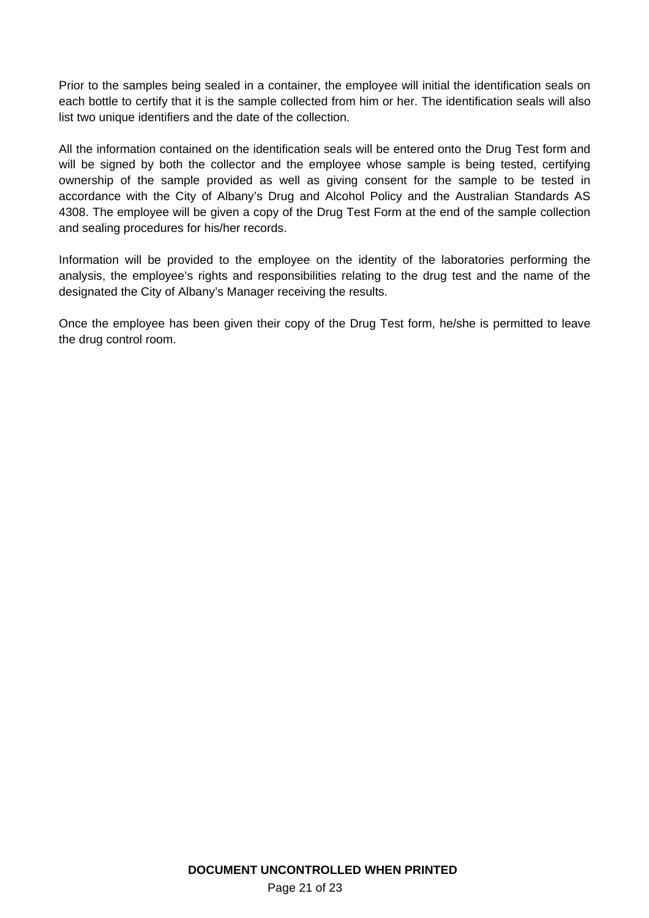Prior to the samples being sealed in a container, the employee will initial the identification seals on each bottle to certify that it is the sample collected from him or her. The identification seals will also list two unique identifiers and the date of the collection.

All the information contained on the identification seals will be entered onto the Drug Test form and will be signed by both the collector and the employee whose sample is being tested, certifying ownership of the sample provided as well as giving consent for the sample to be tested in accordance with the City of Albany's Drug and Alcohol Policy and the Australian Standards AS 4308. The employee will be given a copy of the Drug Test Form at the end of the sample collection and sealing procedures for his/her records.

Information will be provided to the employee on the identity of the laboratories performing the analysis, the employee's rights and responsibilities relating to the drug test and the name of the designated the City of Albany's Manager receiving the results.

Once the employee has been given their copy of the Drug Test form, he/she is permitted to leave the drug control room.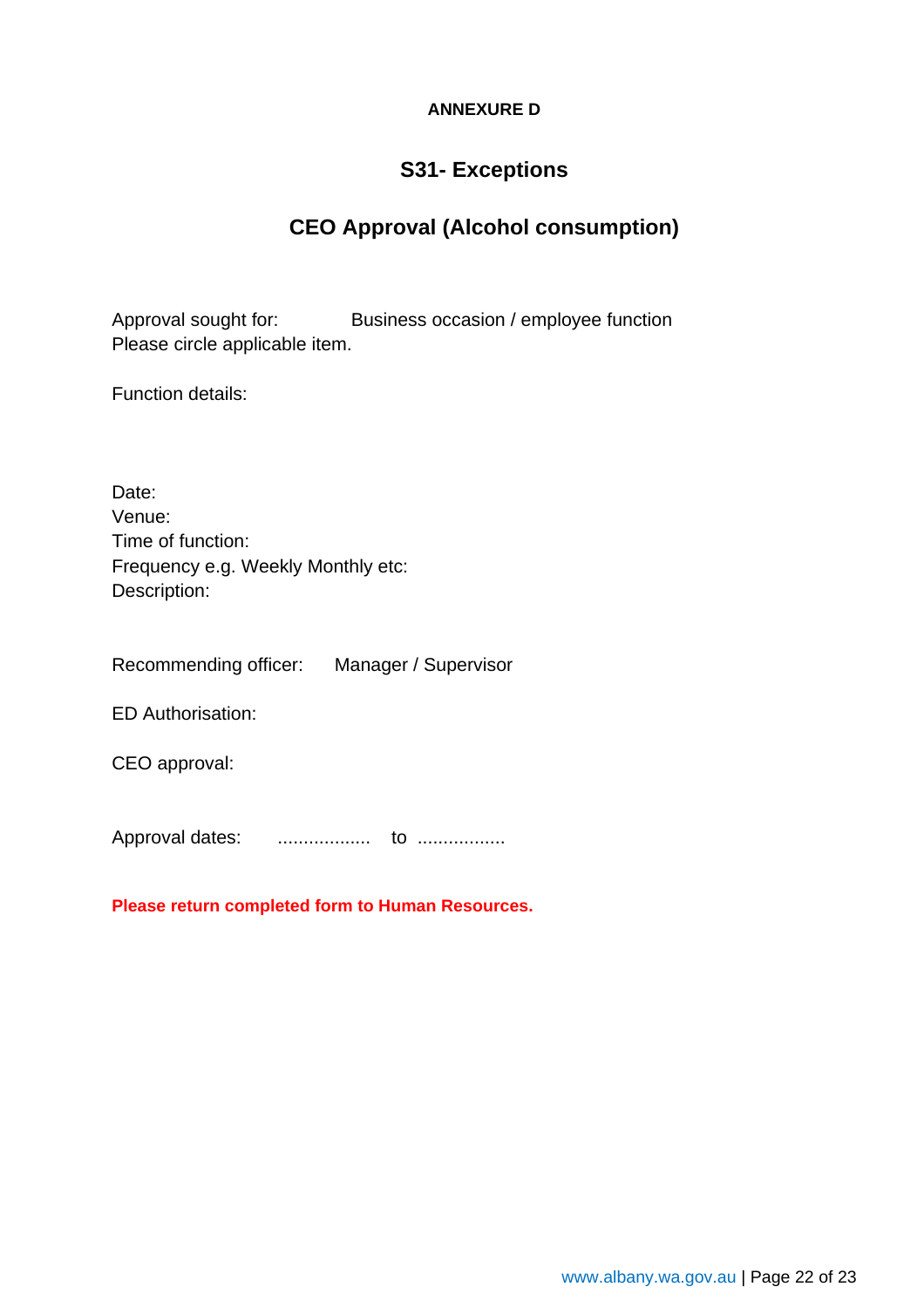**ANNEXURE D**

## S31- Exceptions

## CEO Approval (Alcohol consumption)

Approval sought for: Business occasion / employee function
Please circle applicable item.

Function details:

Date:
Venue:
Time of function:
Frequency e.g. Weekly Monthly etc:
Description:

Recommending officer: Manager / Supervisor

ED Authorisation:

CEO approval:

Approval dates: .................. to .................

**Please return completed form to Human Resources.**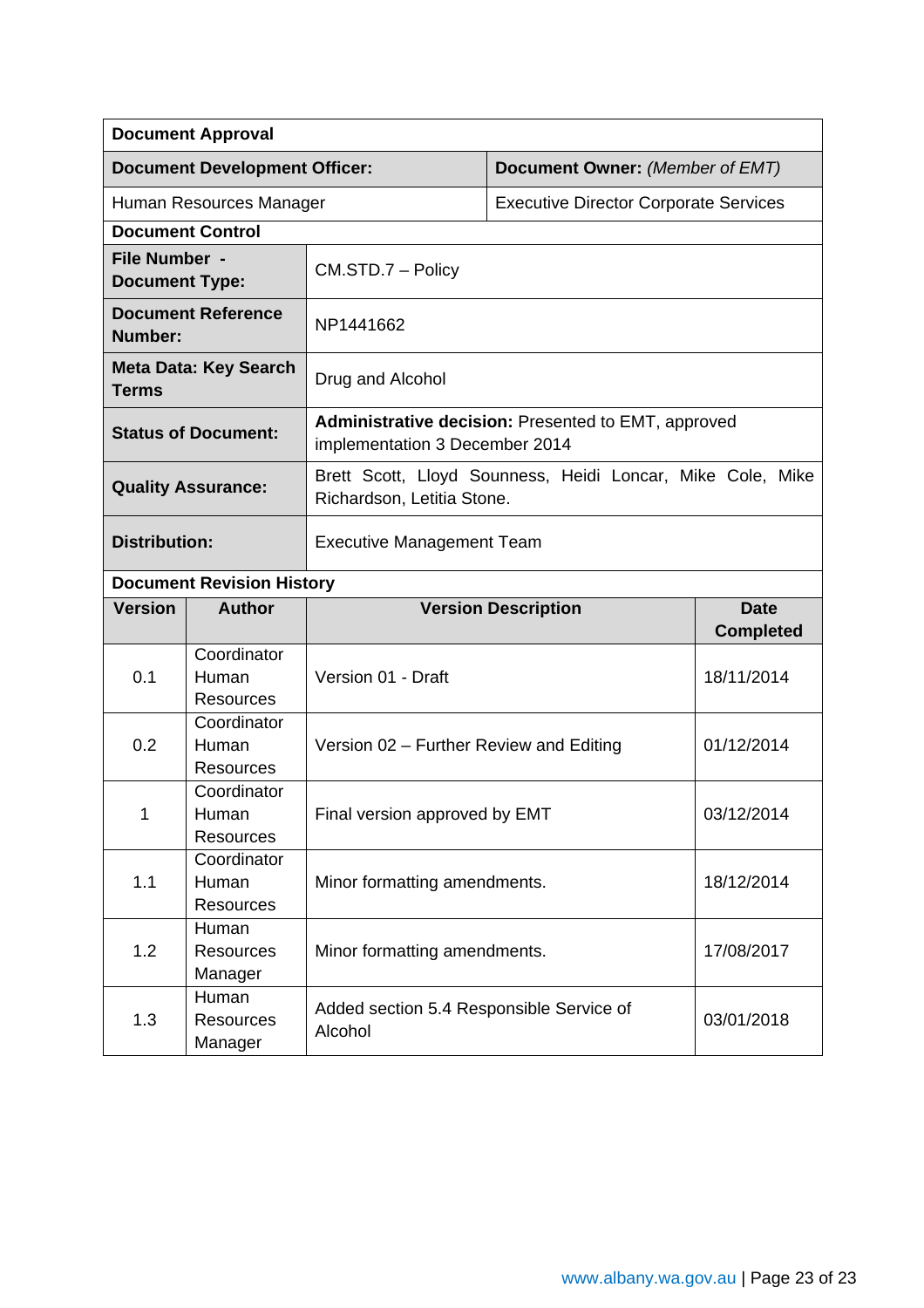| **Document Approval** | | | |
|---|---|---|---|
| **Document Development Officer:** | | **Document Owner:** *(Member of EMT)* | |
| Human Resources Manager | | Executive Director Corporate Services | |
| **Document Control** | | | |
| **File Number - Document Type:** | CM.STD.7 – Policy | | |
| **Document Reference Number:** | NP1441662 | | |
| **Meta Data: Key Search Terms** | Drug and Alcohol | | |
| **Status of Document:** | **Administrative decision:** Presented to EMT, approved implementation 3 December 2014 | | |
| **Quality Assurance:** | Brett Scott, Lloyd Sounness, Heidi Loncar, Mike Cole, Mike Richardson, Letitia Stone. | | |
| **Distribution:** | Executive Management Team | | |

**Document Revision History**

| **Version** | **Author** | **Version Description** | **Date Completed** |
|---|---|---|---|
| 0.1 | Coordinator Human Resources | Version 01 - Draft | 18/11/2014 |
| 0.2 | Coordinator Human Resources | Version 02 – Further Review and Editing | 01/12/2014 |
| 1 | Coordinator Human Resources | Final version approved by EMT | 03/12/2014 |
| 1.1 | Coordinator Human Resources | Minor formatting amendments. | 18/12/2014 |
| 1.2 | Human Resources Manager | Minor formatting amendments. | 17/08/2017 |
| 1.3 | Human Resources Manager | Added section 5.4 Responsible Service of Alcohol | 03/01/2018 |